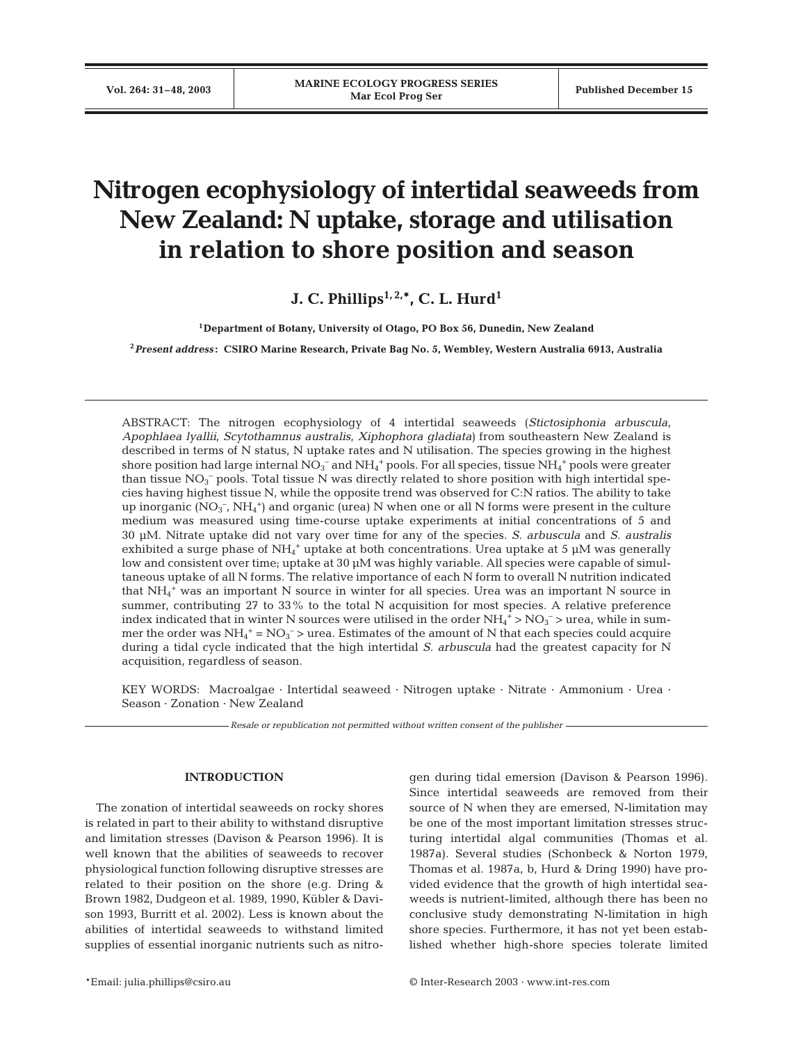# Nitrogen ecophysiology of intertidal seaweeds from New Zealand: N uptake, storage and utilisation in relation to shore position and season

**J. C. Phillips[1,2,\*], C. L. Hurd[1]**

[1]Department of Botany, University of Otago, PO Box 56, Dunedin, New Zealand

[2]*Present address*: CSIRO Marine Research, Private Bag No. 5, Wembley, Western Australia 6913, Australia

ABSTRACT: The nitrogen ecophysiology of 4 intertidal seaweeds (*Stictosiphonia arbuscula*, *Apophlaea lyallii*, *Scytothamnus australis*, *Xiphophora gladiata*) from southeastern New Zealand is described in terms of N status, N uptake rates and N utilisation. The species growing in the highest shore position had large internal $NO_3^-$ and $NH_4^+$ pools. For all species, tissue $NH_4^+$ pools were greater than tissue $NO_3^-$ pools. Total tissue N was directly related to shore position with high intertidal species having highest tissue N, while the opposite trend was observed for C:N ratios. The ability to take up inorganic ($NO_3^-$, $NH_4^+$) and organic (urea) N when one or all N forms were present in the culture medium was measured using time-course uptake experiments at initial concentrations of 5 and 30 µM. Nitrate uptake did not vary over time for any of the species. *S. arbuscula* and *S. australis* exhibited a surge phase of $NH_4^+$ uptake at both concentrations. Urea uptake at 5 µM was generally low and consistent over time; uptake at 30 µM was highly variable. All species were capable of simultaneous uptake of all N forms. The relative importance of each N form to overall N nutrition indicated that $NH_4^+$ was an important N source in winter for all species. Urea was an important N source in summer, contributing 27 to 33% to the total N acquisition for most species. A relative preference index indicated that in winter N sources were utilised in the order $NH_4^+ > NO_3^- >$ urea, while in summer the order was $NH_4^+ = NO_3^- >$ urea. Estimates of the amount of N that each species could acquire during a tidal cycle indicated that the high intertidal *S. arbuscula* had the greatest capacity for N acquisition, regardless of season.

KEY WORDS: Macroalgae · Intertidal seaweed · Nitrogen uptake · Nitrate · Ammonium · Urea · Season · Zonation · New Zealand

*Resale or republication not permitted without written consent of the publisher*

## INTRODUCTION

The zonation of intertidal seaweeds on rocky shores is related in part to their ability to withstand disruptive and limitation stresses (Davison & Pearson 1996). It is well known that the abilities of seaweeds to recover physiological function following disruptive stresses are related to their position on the shore (e.g. Dring & Brown 1982, Dudgeon et al. 1989, 1990, Kübler & Davison 1993, Burritt et al. 2002). Less is known about the abilities of intertidal seaweeds to withstand limited supplies of essential inorganic nutrients such as nitrogen during tidal emersion (Davison & Pearson 1996). Since intertidal seaweeds are removed from their source of N when they are emersed, N-limitation may be one of the most important limitation stresses structuring intertidal algal communities (Thomas et al. 1987a). Several studies (Schonbeck & Norton 1979, Thomas et al. 1987a, b, Hurd & Dring 1990) have provided evidence that the growth of high intertidal seaweeds is nutrient-limited, although there has been no conclusive study demonstrating N-limitation in high shore species. Furthermore, it has not yet been established whether high-shore species tolerate limited

\*Email: julia.phillips@csiro.au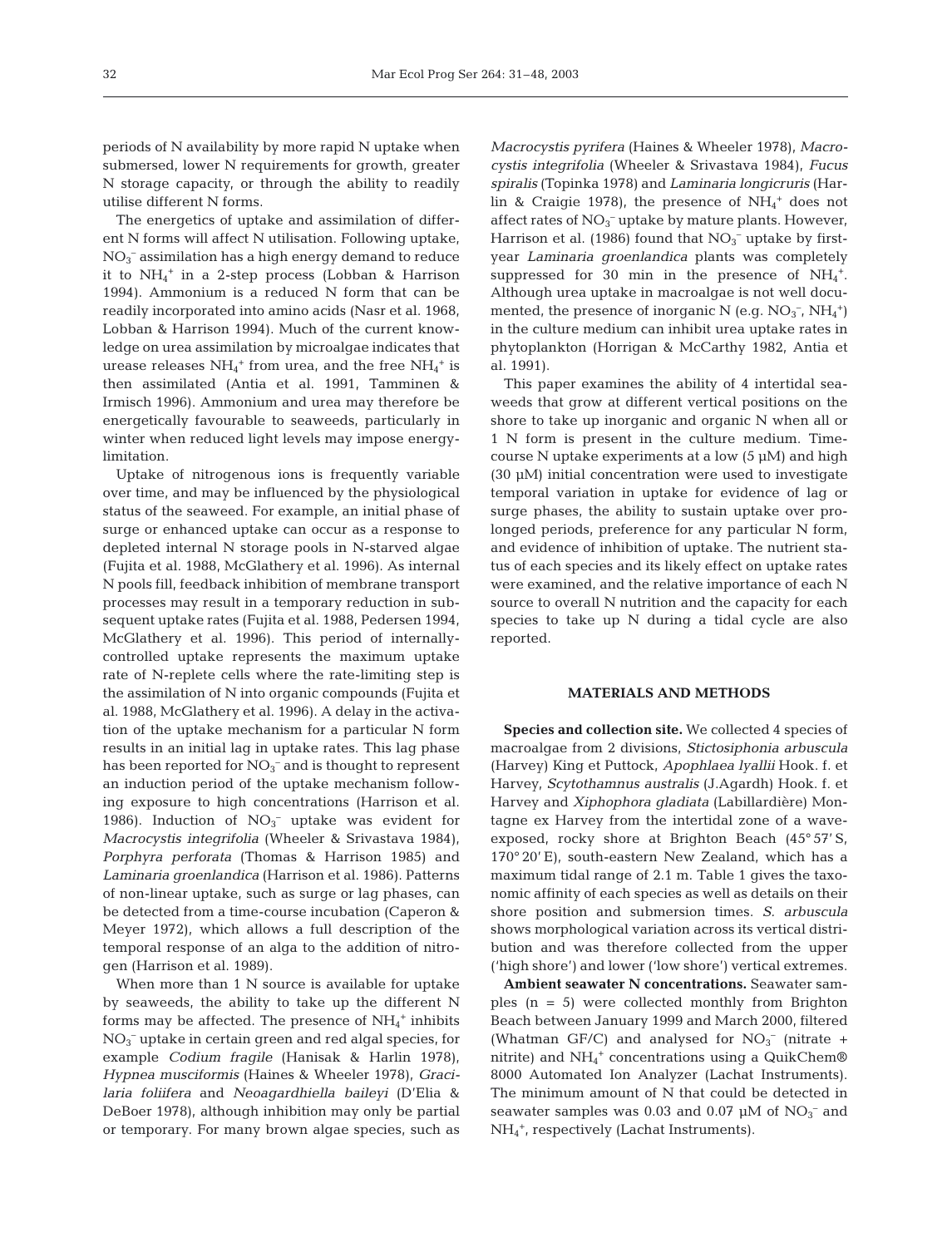periods of N availability by more rapid N uptake when submersed, lower N requirements for growth, greater N storage capacity, or through the ability to readily utilise different N forms.

The energetics of uptake and assimilation of different N forms will affect N utilisation. Following uptake, $NO_3^-$ assimilation has a high energy demand to reduce it to $NH_4^+$ in a 2-step process (Lobban & Harrison 1994). Ammonium is a reduced N form that can be readily incorporated into amino acids (Nasr et al. 1968, Lobban & Harrison 1994). Much of the current knowledge on urea assimilation by microalgae indicates that urease releases $NH_4^+$ from urea, and the free $NH_4^+$ is then assimilated (Antia et al. 1991, Tamminen & Irmisch 1996). Ammonium and urea may therefore be energetically favourable to seaweeds, particularly in winter when reduced light levels may impose energy-limitation.

Uptake of nitrogenous ions is frequently variable over time, and may be influenced by the physiological status of the seaweed. For example, an initial phase of surge or enhanced uptake can occur as a response to depleted internal N storage pools in N-starved algae (Fujita et al. 1988, McGlathery et al. 1996). As internal N pools fill, feedback inhibition of membrane transport processes may result in a temporary reduction in subsequent uptake rates (Fujita et al. 1988, Pedersen 1994, McGlathery et al. 1996). This period of internally-controlled uptake represents the maximum uptake rate of N-replete cells where the rate-limiting step is the assimilation of N into organic compounds (Fujita et al. 1988, McGlathery et al. 1996). A delay in the activation of the uptake mechanism for a particular N form results in an initial lag in uptake rates. This lag phase has been reported for $NO_3^-$ and is thought to represent an induction period of the uptake mechanism following exposure to high concentrations (Harrison et al. 1986). Induction of $NO_3^-$ uptake was evident for *Macrocystis integrifolia* (Wheeler & Srivastava 1984), *Porphyra perforata* (Thomas & Harrison 1985) and *Laminaria groenlandica* (Harrison et al. 1986). Patterns of non-linear uptake, such as surge or lag phases, can be detected from a time-course incubation (Caperon & Meyer 1972), which allows a full description of the temporal response of an alga to the addition of nitrogen (Harrison et al. 1989).

When more than 1 N source is available for uptake by seaweeds, the ability to take up the different N forms may be affected. The presence of $NH_4^+$ inhibits $NO_3^-$ uptake in certain green and red algal species, for example *Codium fragile* (Hanisak & Harlin 1978), *Hypnea musciformis* (Haines & Wheeler 1978), *Gracilaria foliifera* and *Neoagardhiella baileyi* (D'Elia & DeBoer 1978), although inhibition may only be partial or temporary. For many brown algae species, such as *Macrocystis pyrifera* (Haines & Wheeler 1978), *Macrocystis integrifolia* (Wheeler & Srivastava 1984), *Fucus spiralis* (Topinka 1978) and *Laminaria longicruris* (Harlin & Craigie 1978), the presence of $NH_4^+$ does not affect rates of $NO_3^-$ uptake by mature plants. However, Harrison et al. (1986) found that $NO_3^-$ uptake by first-year *Laminaria groenlandica* plants was completely suppressed for 30 min in the presence of $NH_4^+$. Although urea uptake in macroalgae is not well documented, the presence of inorganic N (e.g. $NO_3^-$, $NH_4^+$) in the culture medium can inhibit urea uptake rates in phytoplankton (Horrigan & McCarthy 1982, Antia et al. 1991).

This paper examines the ability of 4 intertidal seaweeds that grow at different vertical positions on the shore to take up inorganic and organic N when all or 1 N form is present in the culture medium. Time-course N uptake experiments at a low (5 µM) and high (30 µM) initial concentration were used to investigate temporal variation in uptake for evidence of lag or surge phases, the ability to sustain uptake over prolonged periods, preference for any particular N form, and evidence of inhibition of uptake. The nutrient status of each species and its likely effect on uptake rates were examined, and the relative importance of each N source to overall N nutrition and the capacity for each species to take up N during a tidal cycle are also reported.

## MATERIALS AND METHODS

**Species and collection site.** We collected 4 species of macroalgae from 2 divisions, *Stictosiphonia arbuscula* (Harvey) King et Puttock, *Apophlaea lyallii* Hook. f. et Harvey, *Scytothamnus australis* (J.Agardh) Hook. f. et Harvey and *Xiphophora gladiata* (Labillardière) Montagne ex Harvey from the intertidal zone of a wave-exposed, rocky shore at Brighton Beach (45° 57' S, 170° 20' E), south-eastern New Zealand, which has a maximum tidal range of 2.1 m. Table 1 gives the taxonomic affinity of each species as well as details on their shore position and submersion times. *S. arbuscula* shows morphological variation across its vertical distribution and was therefore collected from the upper ('high shore') and lower ('low shore') vertical extremes.

**Ambient seawater N concentrations.** Seawater samples (n = 5) were collected monthly from Brighton Beach between January 1999 and March 2000, filtered (Whatman GF/C) and analysed for $NO_3^-$ (nitrate + nitrite) and $NH_4^+$ concentrations using a QuikChem® 8000 Automated Ion Analyzer (Lachat Instruments). The minimum amount of N that could be detected in seawater samples was 0.03 and 0.07 µM of $NO_3^-$ and $NH_4^+$, respectively (Lachat Instruments).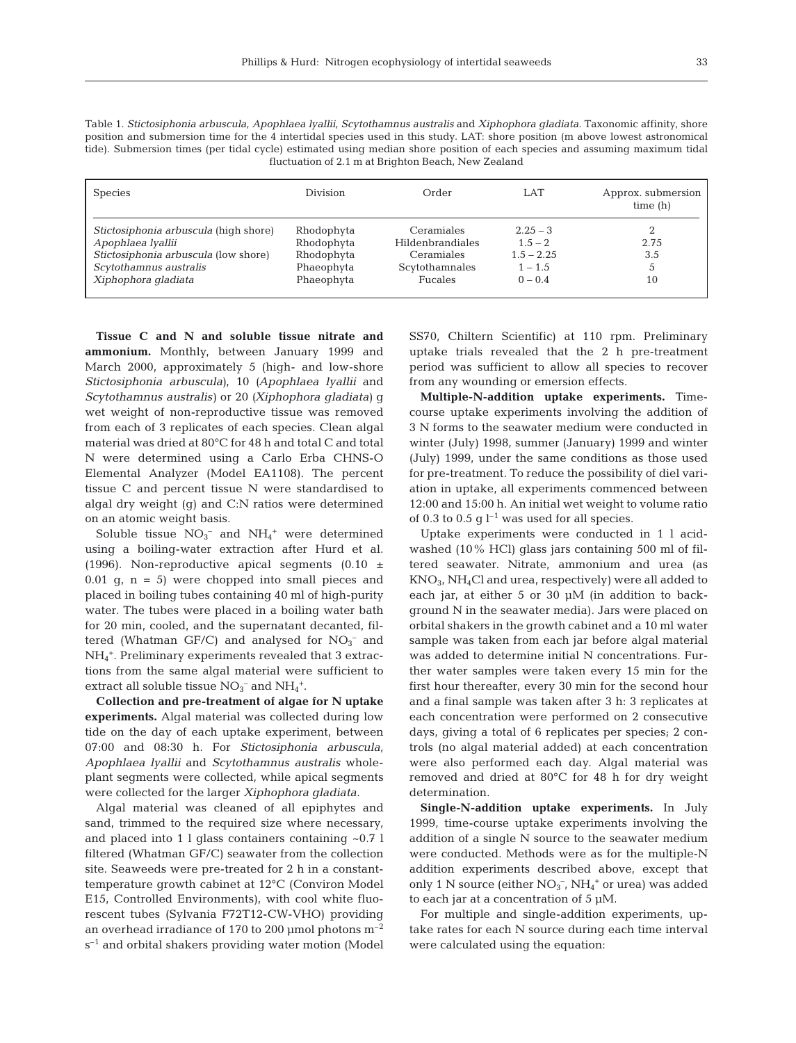Table 1. *Stictosiphonia arbuscula*, *Apophlaea lyallii*, *Scytothamnus australis* and *Xiphophora gladiata*. Taxonomic affinity, shore position and submersion time for the 4 intertidal species used in this study. LAT: shore position (m above lowest astronomical tide). Submersion times (per tidal cycle) estimated using median shore position of each species and assuming maximum tidal fluctuation of 2.1 m at Brighton Beach, New Zealand

| Species | Division | Order | LAT | Approx. submersion time (h) |
|---|---|---|---|---|
| *Stictosiphonia arbuscula* (high shore) | Rhodophyta | Ceramiales | 2.25 – 3 | 2 |
| *Apophlaea lyallii* | Rhodophyta | Hildenbrandiales | 1.5 – 2 | 2.75 |
| *Stictosiphonia arbuscula* (low shore) | Rhodophyta | Ceramiales | 1.5 – 2.25 | 3.5 |
| *Scytothamnus australis* | Phaeophyta | Scytothamnales | 1 – 1.5 | 5 |
| *Xiphophora gladiata* | Phaeophyta | Fucales | 0 – 0.4 | 10 |

**Tissue C and N and soluble tissue nitrate and ammonium.** Monthly, between January 1999 and March 2000, approximately 5 (high- and low-shore *Stictosiphonia arbuscula*), 10 (*Apophlaea lyallii* and *Scytothamnus australis*) or 20 (*Xiphophora gladiata*) g wet weight of non-reproductive tissue was removed from each of 3 replicates of each species. Clean algal material was dried at 80°C for 48 h and total C and total N were determined using a Carlo Erba CHNS-O Elemental Analyzer (Model EA1108). The percent tissue C and percent tissue N were standardised to algal dry weight (g) and C:N ratios were determined on an atomic weight basis.

Soluble tissue $NO_3^-$ and $NH_4^+$ were determined using a boiling-water extraction after Hurd et al. (1996). Non-reproductive apical segments (0.10 ± 0.01 g, n = 5) were chopped into small pieces and placed in boiling tubes containing 40 ml of high-purity water. The tubes were placed in a boiling water bath for 20 min, cooled, and the supernatant decanted, filtered (Whatman GF/C) and analysed for $NO_3^-$ and $NH_4^+$. Preliminary experiments revealed that 3 extractions from the same algal material were sufficient to extract all soluble tissue $NO_3^-$ and $NH_4^+$.

**Collection and pre-treatment of algae for N uptake experiments.** Algal material was collected during low tide on the day of each uptake experiment, between 07:00 and 08:30 h. For *Stictosiphonia arbuscula*, *Apophlaea lyallii* and *Scytothamnus australis* whole-plant segments were collected, while apical segments were collected for the larger *Xiphophora gladiata*.

Algal material was cleaned of all epiphytes and sand, trimmed to the required size where necessary, and placed into 1 l glass containers containing ~0.7 l filtered (Whatman GF/C) seawater from the collection site. Seaweeds were pre-treated for 2 h in a constant-temperature growth cabinet at 12°C (Conviron Model E15, Controlled Environments), with cool white fluorescent tubes (Sylvania F72T12-CW-VHO) providing an overhead irradiance of 170 to 200 µmol photons $m^{-2}$ $s^{-1}$ and orbital shakers providing water motion (Model SS70, Chiltern Scientific) at 110 rpm. Preliminary uptake trials revealed that the 2 h pre-treatment period was sufficient to allow all species to recover from any wounding or emersion effects.

**Multiple-N-addition uptake experiments.** Time-course uptake experiments involving the addition of 3 N forms to the seawater medium were conducted in winter (July) 1998, summer (January) 1999 and winter (July) 1999, under the same conditions as those used for pre-treatment. To reduce the possibility of diel variation in uptake, all experiments commenced between 12:00 and 15:00 h. An initial wet weight to volume ratio of 0.3 to 0.5 g $l^{-1}$ was used for all species.

Uptake experiments were conducted in 1 l acid-washed (10% HCl) glass jars containing 500 ml of filtered seawater. Nitrate, ammonium and urea (as $KNO_3$, $NH_4Cl$ and urea, respectively) were all added to each jar, at either 5 or 30 µM (in addition to background N in the seawater media). Jars were placed on orbital shakers in the growth cabinet and a 10 ml water sample was taken from each jar before algal material was added to determine initial N concentrations. Further water samples were taken every 15 min for the first hour thereafter, every 30 min for the second hour and a final sample was taken after 3 h: 3 replicates at each concentration were performed on 2 consecutive days, giving a total of 6 replicates per species; 2 controls (no algal material added) at each concentration were also performed each day. Algal material was removed and dried at 80°C for 48 h for dry weight determination.

**Single-N-addition uptake experiments.** In July 1999, time-course uptake experiments involving the addition of a single N source to the seawater medium were conducted. Methods were as for the multiple-N addition experiments described above, except that only 1 N source (either $NO_3^-$, $NH_4^+$ or urea) was added to each jar at a concentration of 5 µM.

For multiple and single-addition experiments, uptake rates for each N source during each time interval were calculated using the equation: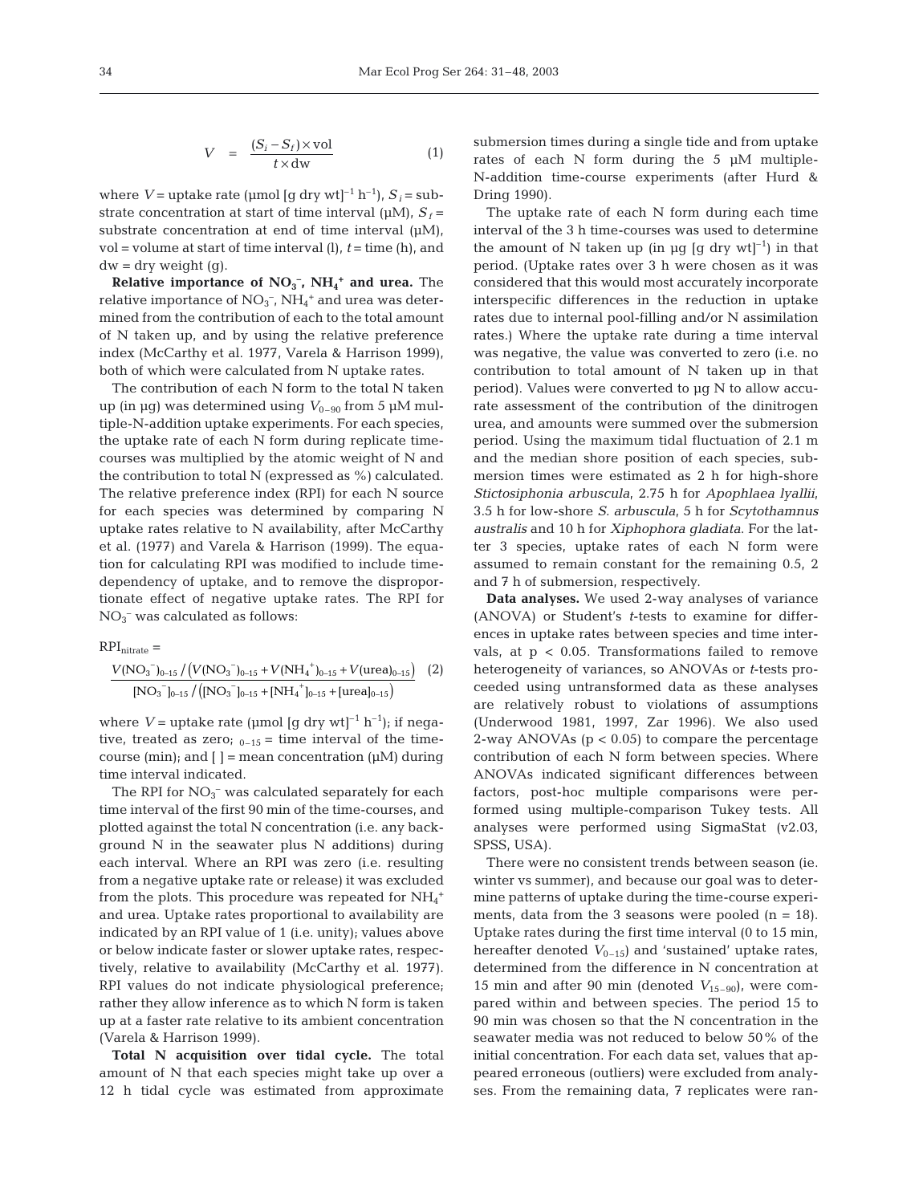$$V = \frac{(S_i - S_f) \times \text{vol}}{t \times \text{dw}} \quad (1)$$

where $V$ = uptake rate (µmol [g dry wt]$^{-1}$ h$^{-1}$), $S_i$ = substrate concentration at start of time interval (µM), $S_f$ = substrate concentration at end of time interval (µM), vol = volume at start of time interval (l), $t$ = time (h), and dw = dry weight (g).

**Relative importance of $NO_3^-$, $NH_4^+$ and urea.** The relative importance of $NO_3^-$, $NH_4^+$ and urea was determined from the contribution of each to the total amount of N taken up, and by using the relative preference index (McCarthy et al. 1977, Varela & Harrison 1999), both of which were calculated from N uptake rates.

The contribution of each N form to the total N taken up (in µg) was determined using $V_{0-90}$ from 5 µM multiple-N-addition uptake experiments. For each species, the uptake rate of each N form during replicate time-courses was multiplied by the atomic weight of N and the contribution to total N (expressed as %) calculated. The relative preference index (RPI) for each N source for each species was determined by comparing N uptake rates relative to N availability, after McCarthy et al. (1977) and Varela & Harrison (1999). The equation for calculating RPI was modified to include time-dependency of uptake, and to remove the disproportionate effect of negative uptake rates. The RPI for $NO_3^-$ was calculated as follows:

$$\text{RPI}_{\text{nitrate}} = \frac{V(NO_3^-)_{0-15} / \left(V(NO_3^-)_{0-15} + V(NH_4^+)_{0-15} + V(\text{urea})_{0-15}\right)}{[NO_3^-]_{0-15} / \left([NO_3^-]_{0-15} + [NH_4^+]_{0-15} + [\text{urea}]_{0-15}\right)} \quad (2)$$

where $V$ = uptake rate (µmol [g dry wt]$^{-1}$ h$^{-1}$); if negative, treated as zero; $_{0-15}$ = time interval of the time-course (min); and [ ] = mean concentration (µM) during time interval indicated.

The RPI for $NO_3^-$ was calculated separately for each time interval of the first 90 min of the time-courses, and plotted against the total N concentration (i.e. any background N in the seawater plus N additions) during each interval. Where an RPI was zero (i.e. resulting from a negative uptake rate or release) it was excluded from the plots. This procedure was repeated for $NH_4^+$ and urea. Uptake rates proportional to availability are indicated by an RPI value of 1 (i.e. unity); values above or below indicate faster or slower uptake rates, respectively, relative to availability (McCarthy et al. 1977). RPI values do not indicate physiological preference; rather they allow inference as to which N form is taken up at a faster rate relative to its ambient concentration (Varela & Harrison 1999).

**Total N acquisition over tidal cycle.** The total amount of N that each species might take up over a 12 h tidal cycle was estimated from approximate submersion times during a single tide and from uptake rates of each N form during the 5 µM multiple-N-addition time-course experiments (after Hurd & Dring 1990).

The uptake rate of each N form during each time interval of the 3 h time-courses was used to determine the amount of N taken up (in µg [g dry wt]$^{-1}$) in that period. (Uptake rates over 3 h were chosen as it was considered that this would most accurately incorporate interspecific differences in the reduction in uptake rates due to internal pool-filling and/or N assimilation rates.) Where the uptake rate during a time interval was negative, the value was converted to zero (i.e. no contribution to total amount of N taken up in that period). Values were converted to µg N to allow accurate assessment of the contribution of the dinitrogen urea, and amounts were summed over the submersion period. Using the maximum tidal fluctuation of 2.1 m and the median shore position of each species, submersion times were estimated as 2 h for high-shore *Stictosiphonia arbuscula*, 2.75 h for *Apophlaea lyallii*, 3.5 h for low-shore *S. arbuscula*, 5 h for *Scytothamnus australis* and 10 h for *Xiphophora gladiata*. For the latter 3 species, uptake rates of each N form were assumed to remain constant for the remaining 0.5, 2 and 7 h of submersion, respectively.

**Data analyses.** We used 2-way analyses of variance (ANOVA) or Student's *t*-tests to examine for differences in uptake rates between species and time intervals, at $p < 0.05$. Transformations failed to remove heterogeneity of variances, so ANOVAs or *t*-tests proceeded using untransformed data as these analyses are relatively robust to violations of assumptions (Underwood 1981, 1997, Zar 1996). We also used 2-way ANOVAs ($p < 0.05$) to compare the percentage contribution of each N form between species. Where ANOVAs indicated significant differences between factors, post-hoc multiple comparisons were performed using multiple-comparison Tukey tests. All analyses were performed using SigmaStat (v2.03, SPSS, USA).

There were no consistent trends between season (ie. winter vs summer), and because our goal was to determine patterns of uptake during the time-course experiments, data from the 3 seasons were pooled ($n = 18$). Uptake rates during the first time interval (0 to 15 min, hereafter denoted $V_{0-15}$) and 'sustained' uptake rates, determined from the difference in N concentration at 15 min and after 90 min (denoted $V_{15-90}$), were compared within and between species. The period 15 to 90 min was chosen so that the N concentration in the seawater media was not reduced to below 50% of the initial concentration. For each data set, values that appeared erroneous (outliers) were excluded from analyses. From the remaining data, 7 replicates were ran-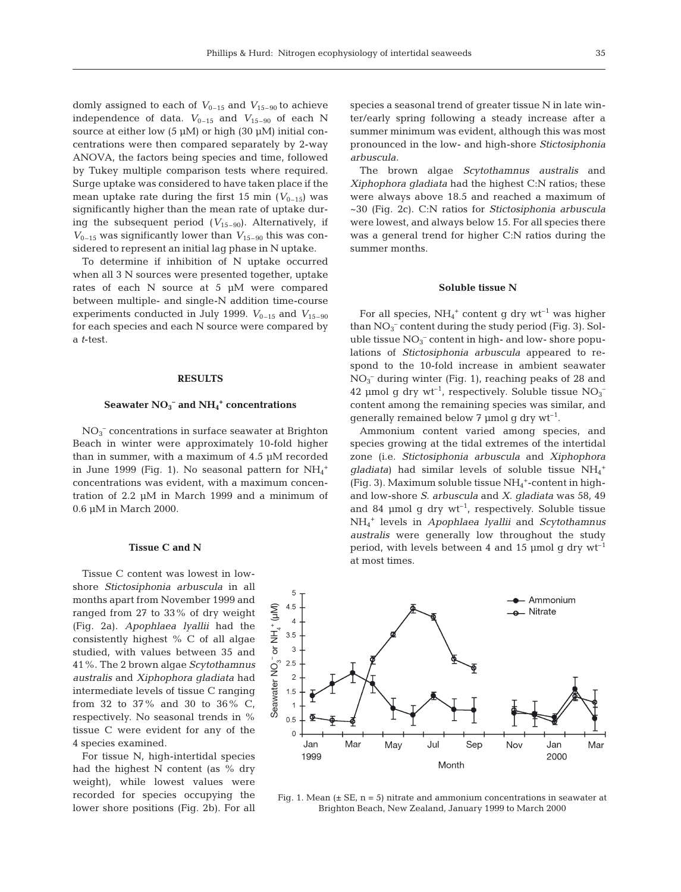domly assigned to each of $V_{0-15}$ and $V_{15-90}$ to achieve independence of data. $V_{0-15}$ and $V_{15-90}$ of each N source at either low (5 µM) or high (30 µM) initial concentrations were then compared separately by 2-way ANOVA, the factors being species and time, followed by Tukey multiple comparison tests where required. Surge uptake was considered to have taken place if the mean uptake rate during the first 15 min ($V_{0-15}$) was significantly higher than the mean rate of uptake during the subsequent period ($V_{15-90}$). Alternatively, if $V_{0-15}$ was significantly lower than $V_{15-90}$ this was considered to represent an initial lag phase in N uptake.

To determine if inhibition of N uptake occurred when all 3 N sources were presented together, uptake rates of each N source at 5 µM were compared between multiple- and single-N addition time-course experiments conducted in July 1999. $V_{0-15}$ and $V_{15-90}$ for each species and each N source were compared by a *t*-test.

## RESULTS

### Seawater $NO_3^-$ and $NH_4^+$ concentrations

$NO_3^-$ concentrations in surface seawater at Brighton Beach in winter were approximately 10-fold higher than in summer, with a maximum of 4.5 µM recorded in June 1999 (Fig. 1). No seasonal pattern for $NH_4^+$ concentrations was evident, with a maximum concentration of 2.2 µM in March 1999 and a minimum of 0.6 µM in March 2000.

### Tissue C and N

Tissue C content was lowest in low-shore *Stictosiphonia arbuscula* in all months apart from November 1999 and ranged from 27 to 33% of dry weight (Fig. 2a). *Apophlaea lyallii* had the consistently highest % C of all algae studied, with values between 35 and 41%. The 2 brown algae *Scytothamnus australis* and *Xiphophora gladiata* had intermediate levels of tissue C ranging from 32 to 37% and 30 to 36% C, respectively. No seasonal trends in % tissue C were evident for any of the 4 species examined.

For tissue N, high-intertidal species had the highest N content (as % dry weight), while lowest values were recorded for species occupying the lower shore positions (Fig. 2b). For all species a seasonal trend of greater tissue N in late winter/early spring following a steady increase after a summer minimum was evident, although this was most pronounced in the low- and high-shore *Stictosiphonia arbuscula*.

The brown algae *Scytothamnus australis* and *Xiphophora gladiata* had the highest C:N ratios; these were always above 18.5 and reached a maximum of ~30 (Fig. 2c). C:N ratios for *Stictosiphonia arbuscula* were lowest, and always below 15. For all species there was a general trend for higher C:N ratios during the summer months.

### Soluble tissue N

For all species, $NH_4^+$ content g dry wt$^{-1}$ was higher than $NO_3^-$ content during the study period (Fig. 3). Soluble tissue $NO_3^-$ content in high- and low- shore populations of *Stictosiphonia arbuscula* appeared to respond to the 10-fold increase in ambient seawater $NO_3^-$ during winter (Fig. 1), reaching peaks of 28 and 42 µmol g dry wt$^{-1}$, respectively. Soluble tissue $NO_3^-$ content among the remaining species was similar, and generally remained below 7 µmol g dry wt$^{-1}$.

Ammonium content varied among species, and species growing at the tidal extremes of the intertidal zone (i.e. *Stictosiphonia arbuscula* and *Xiphophora gladiata*) had similar levels of soluble tissue $NH_4^+$ (Fig. 3). Maximum soluble tissue $NH_4^+$-content in high- and low-shore *S. arbuscula* and *X. gladiata* was 58, 49 and 84 µmol g dry wt$^{-1}$, respectively. Soluble tissue $NH_4^+$ levels in *Apophlaea lyallii* and *Scytothamnus australis* were generally low throughout the study period, with levels between 4 and 15 µmol g dry wt$^{-1}$ at most times.

Fig. 1. Mean (± SE, n = 5) nitrate and ammonium concentrations in seawater at Brighton Beach, New Zealand, January 1999 to March 2000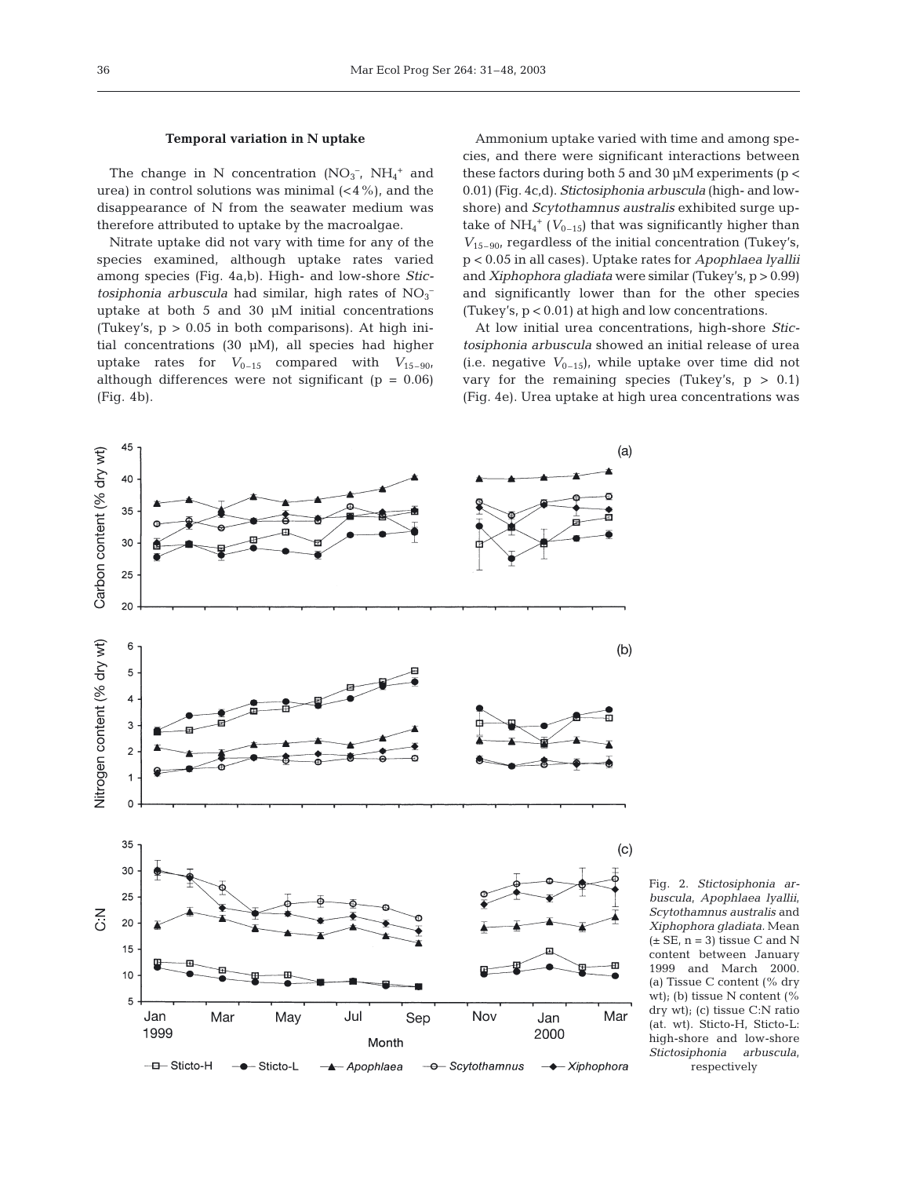**Temporal variation in N uptake**

The change in N concentration ($NO_3^-$, $NH_4^+$ and urea) in control solutions was minimal (<4%), and the disappearance of N from the seawater medium was therefore attributed to uptake by the macroalgae.

Nitrate uptake did not vary with time for any of the species examined, although uptake rates varied among species (Fig. 4a,b). High- and low-shore *Stictosiphonia arbuscula* had similar, high rates of $NO_3^-$ uptake at both 5 and 30 µM initial concentrations (Tukey's, $p > 0.05$ in both comparisons). At high initial concentrations (30 µM), all species had higher uptake rates for $V_{0-15}$ compared with $V_{15-90}$, although differences were not significant ($p = 0.06$) (Fig. 4b).

Ammonium uptake varied with time and among species, and there were significant interactions between these factors during both 5 and 30 µM experiments ($p < 0.01$) (Fig. 4c,d). *Stictosiphonia arbuscula* (high- and low-shore) and *Scytothamnus australis* exhibited surge uptake of $NH_4^+$ ($V_{0-15}$) that was significantly higher than $V_{15-90}$, regardless of the initial concentration (Tukey's, $p < 0.05$ in all cases). Uptake rates for *Apophlaea lyallii* and *Xiphophora gladiata* were similar (Tukey's, $p > 0.99$) and significantly lower than for the other species (Tukey's, $p < 0.01$) at high and low concentrations.

At low initial urea concentrations, high-shore *Stictosiphonia arbuscula* showed an initial release of urea (i.e. negative $V_{0-15}$), while uptake over time did not vary for the remaining species (Tukey's, $p > 0.1$) (Fig. 4e). Urea uptake at high urea concentrations was

Fig. 2. *Stictosiphonia arbuscula*, *Apophlaea lyallii*, *Scytothamnus australis* and *Xiphophora gladiata*. Mean (± SE, n = 3) tissue C and N content between January 1999 and March 2000. (a) Tissue C content (% dry wt); (b) tissue N content (% dry wt); (c) tissue C:N ratio (at. wt). Sticto-H, Sticto-L: high-shore and low-shore *Stictosiphonia arbuscula*, respectively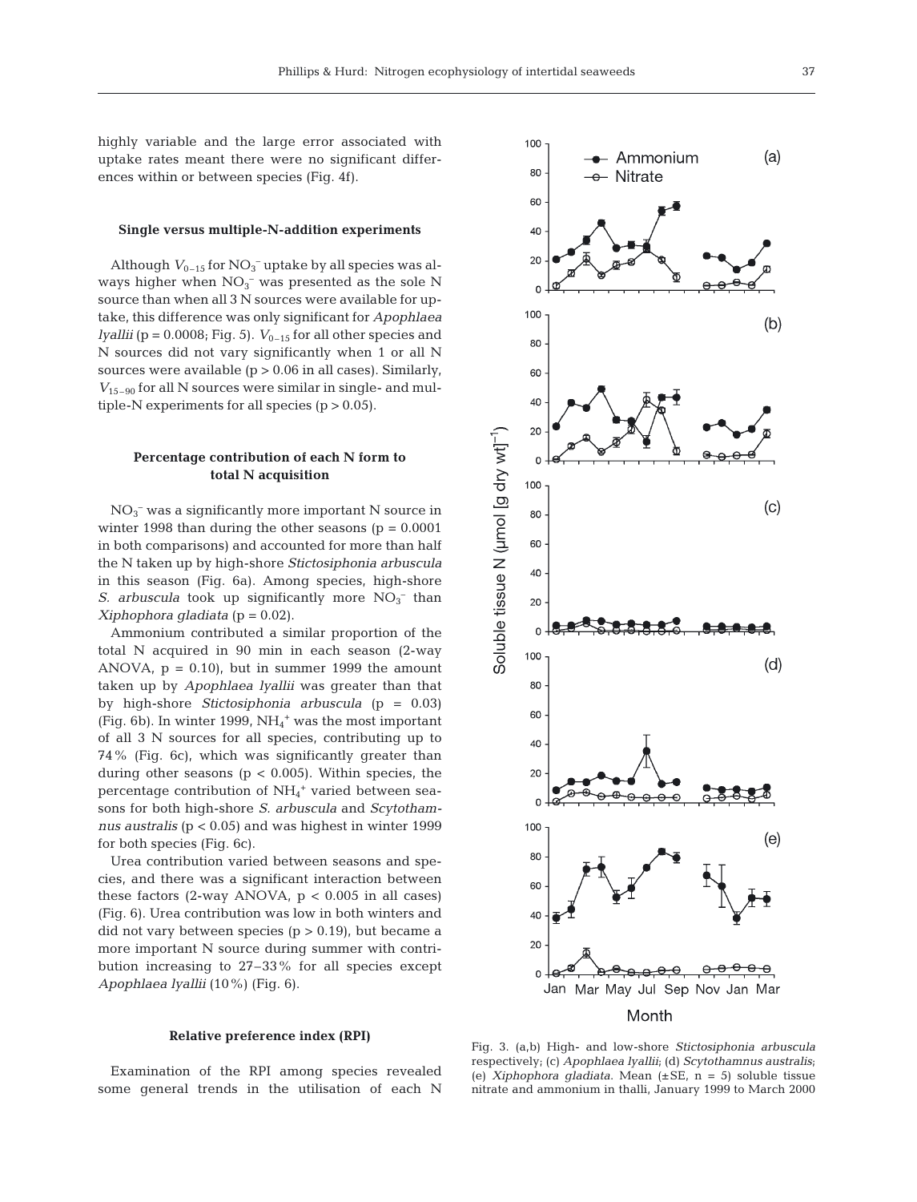highly variable and the large error associated with uptake rates meant there were no significant differences within or between species (Fig. 4f).

### Single versus multiple-N-addition experiments

Although $V_{0-15}$ for $NO_3^-$ uptake by all species was always higher when $NO_3^-$ was presented as the sole N source than when all 3 N sources were available for uptake, this difference was only significant for *Apophlaea lyallii* ($p = 0.0008$; Fig. 5). $V_{0-15}$ for all other species and N sources did not vary significantly when 1 or all N sources were available ($p > 0.06$ in all cases). Similarly, $V_{15-90}$ for all N sources were similar in single- and multiple-N experiments for all species ($p > 0.05$).

### Percentage contribution of each N form to total N acquisition

$NO_3^-$ was a significantly more important N source in winter 1998 than during the other seasons ($p = 0.0001$ in both comparisons) and accounted for more than half the N taken up by high-shore *Stictosiphonia arbuscula* in this season (Fig. 6a). Among species, high-shore *S. arbuscula* took up significantly more $NO_3^-$ than *Xiphophora gladiata* ($p = 0.02$).

Ammonium contributed a similar proportion of the total N acquired in 90 min in each season (2-way ANOVA, $p = 0.10$), but in summer 1999 the amount taken up by *Apophlaea lyallii* was greater than that by high-shore *Stictosiphonia arbuscula* ($p = 0.03$) (Fig. 6b). In winter 1999, $NH_4^+$ was the most important of all 3 N sources for all species, contributing up to 74% (Fig. 6c), which was significantly greater than during other seasons ($p < 0.005$). Within species, the percentage contribution of $NH_4^+$ varied between seasons for both high-shore *S. arbuscula* and *Scytothamnus australis* ($p < 0.05$) and was highest in winter 1999 for both species (Fig. 6c).

Urea contribution varied between seasons and species, and there was a significant interaction between these factors (2-way ANOVA, $p < 0.005$ in all cases) (Fig. 6). Urea contribution was low in both winters and did not vary between species ($p > 0.19$), but became a more important N source during summer with contribution increasing to 27–33% for all species except *Apophlaea lyallii* (10%) (Fig. 6).

### Relative preference index (RPI)

Examination of the RPI among species revealed some general trends in the utilisation of each N

Fig. 3. (a,b) High- and low-shore *Stictosiphonia arbuscula* respectively; (c) *Apophlaea lyallii*; (d) *Scytothamnus australis*; (e) *Xiphophora gladiata*. Mean (±SE, n = 5) soluble tissue nitrate and ammonium in thalli, January 1999 to March 2000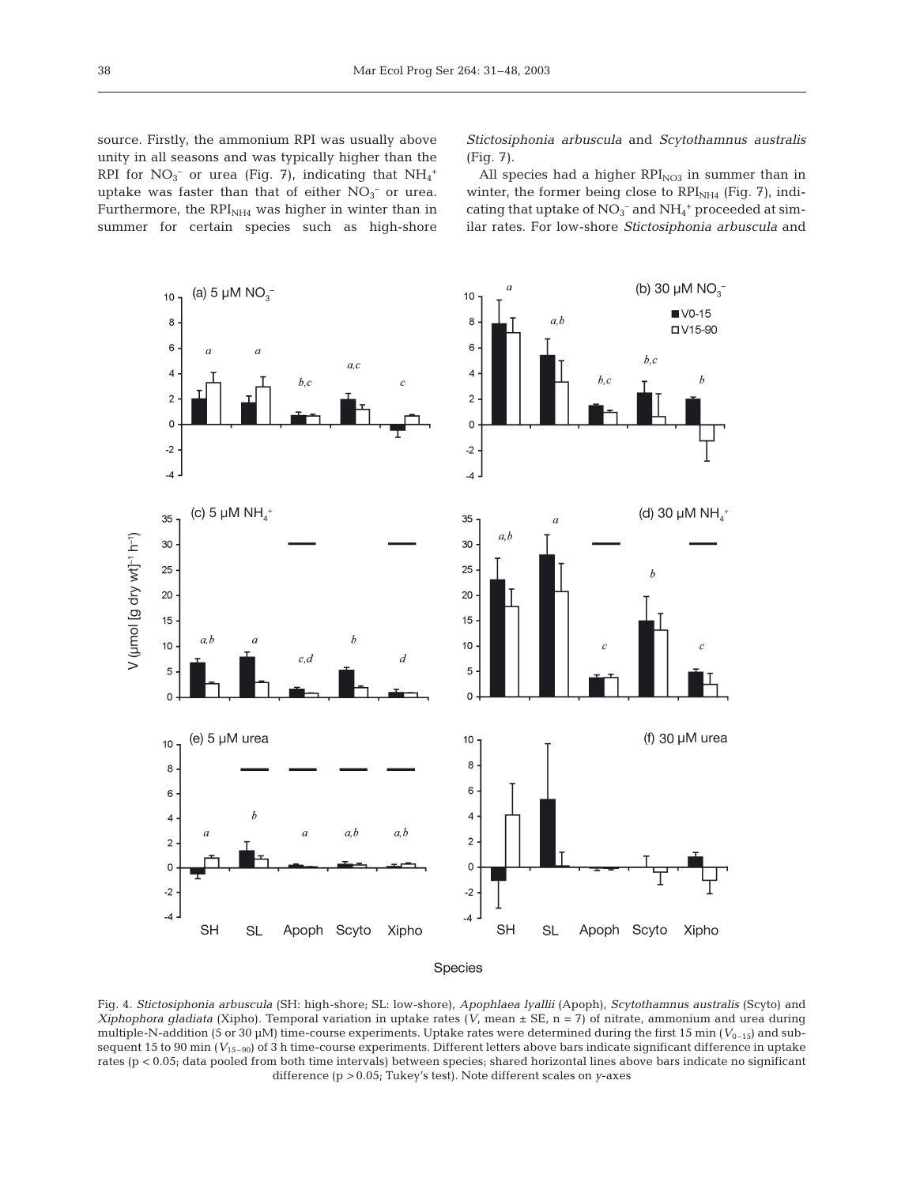source. Firstly, the ammonium RPI was usually above unity in all seasons and was typically higher than the RPI for $NO_3^-$ or urea (Fig. 7), indicating that $NH_4^+$ uptake was faster than that of either $NO_3^-$ or urea. Furthermore, the $RPI_{NH4}$ was higher in winter than in summer for certain species such as high-shore *Stictosiphonia arbuscula* and *Scytothamnus australis* (Fig. 7).

All species had a higher $RPI_{NO3}$ in summer than in winter, the former being close to $RPI_{NH4}$ (Fig. 7), indicating that uptake of $NO_3^-$ and $NH_4^+$ proceeded at similar rates. For low-shore *Stictosiphonia arbuscula* and

Fig. 4. *Stictosiphonia arbuscula* (SH: high-shore; SL: low-shore), *Apophlaea lyallii* (Apoph), *Scytothamnus australis* (Scyto) and *Xiphophora gladiata* (Xipho). Temporal variation in uptake rates ($V$, mean ± SE, n = 7) of nitrate, ammonium and urea during multiple-N-addition (5 or 30 µM) time-course experiments. Uptake rates were determined during the first 15 min ($V_{0-15}$) and subsequent 15 to 90 min ($V_{15-90}$) of 3 h time-course experiments. Different letters above bars indicate significant difference in uptake rates ($p < 0.05$; data pooled from both time intervals) between species; shared horizontal lines above bars indicate no significant difference ($p > 0.05$; Tukey's test). Note different scales on *y*-axes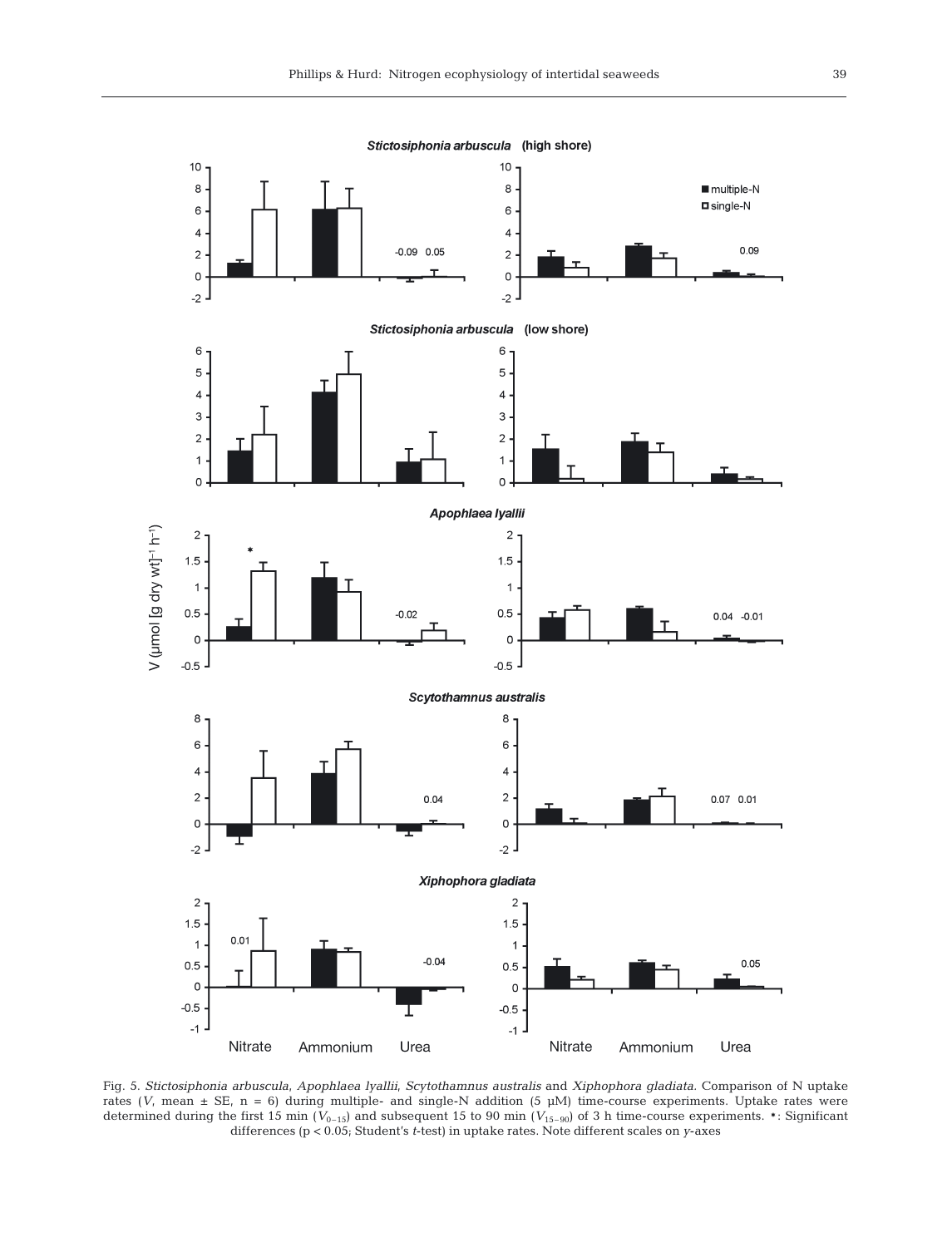Fig. 5. *Stictosiphonia arbuscula*, *Apophlaea lyallii*, *Scytothamnus australis* and *Xiphophora gladiata*. Comparison of N uptake rates ($V$, mean ± SE, n = 6) during multiple- and single-N addition (5 µM) time-course experiments. Uptake rates were determined during the first 15 min ($V_{0-15}$) and subsequent 15 to 90 min ($V_{15-90}$) of 3 h time-course experiments. *: Significant differences ($p < 0.05$; Student's *t*-test) in uptake rates. Note different scales on *y*-axes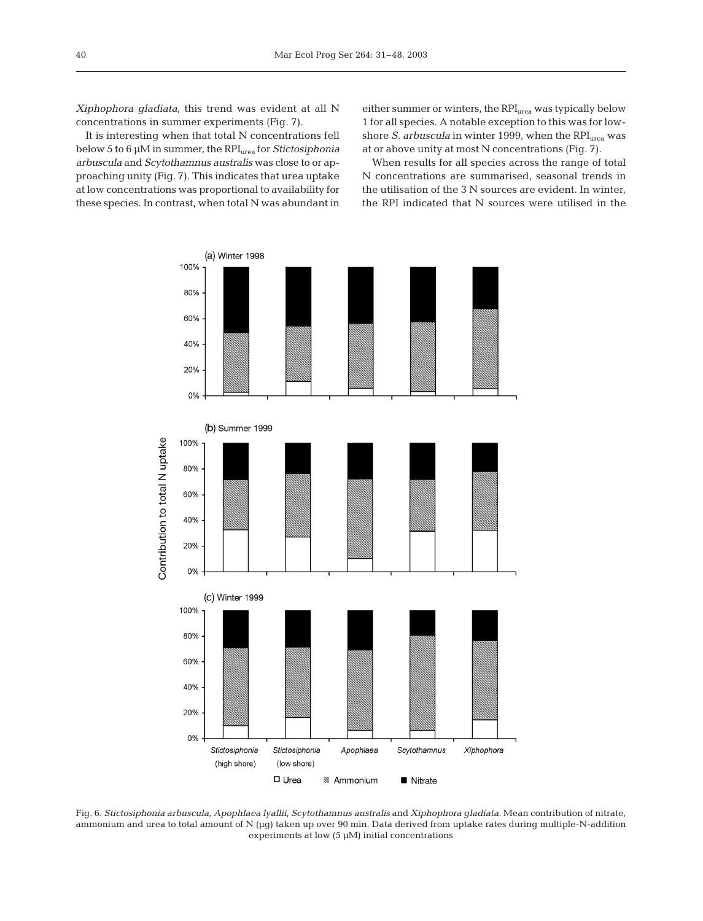*Xiphophora gladiata*, this trend was evident at all N concentrations in summer experiments (Fig. 7).

It is interesting when that total N concentrations fell below 5 to 6 µM in summer, the $RPI_{urea}$ for *Stictosiphonia arbuscula* and *Scytothamnus australis* was close to or approaching unity (Fig. 7). This indicates that urea uptake at low concentrations was proportional to availability for these species. In contrast, when total N was abundant in either summer or winters, the $RPI_{urea}$ was typically below 1 for all species. A notable exception to this was for low-shore *S. arbuscula* in winter 1999, when the $RPI_{urea}$ was at or above unity at most N concentrations (Fig. 7).

When results for all species across the range of total N concentrations are summarised, seasonal trends in the utilisation of the 3 N sources are evident. In winter, the RPI indicated that N sources were utilised in the

Fig. 6. *Stictosiphonia arbuscula*, *Apophlaea lyallii*, *Scytothamnus australis* and *Xiphophora gladiata*. Mean contribution of nitrate, ammonium and urea to total amount of N (µg) taken up over 90 min. Data derived from uptake rates during multiple-N-addition experiments at low (5 µM) initial concentrations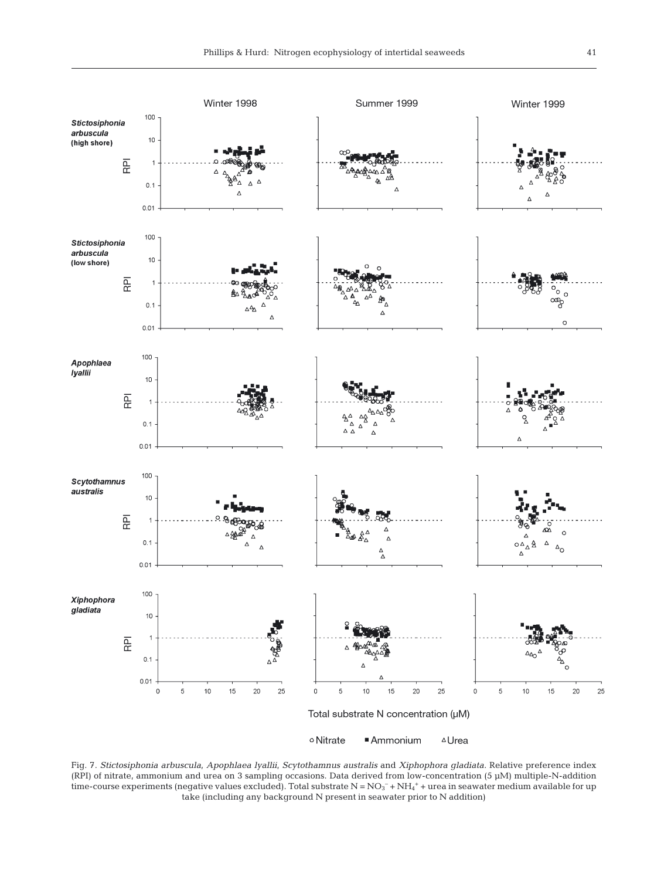Fig. 7. *Stictosiphonia arbuscula*, *Apophlaea lyallii*, *Scytothamnus australis* and *Xiphophora gladiata*. Relative preference index (RPI) of nitrate, ammonium and urea on 3 sampling occasions. Data derived from low-concentration (5 µM) multiple-N-addition time-course experiments (negative values excluded). Total substrate N = $NO_3^-$ + $NH_4^+$ + urea in seawater medium available for up take (including any background N present in seawater prior to N addition)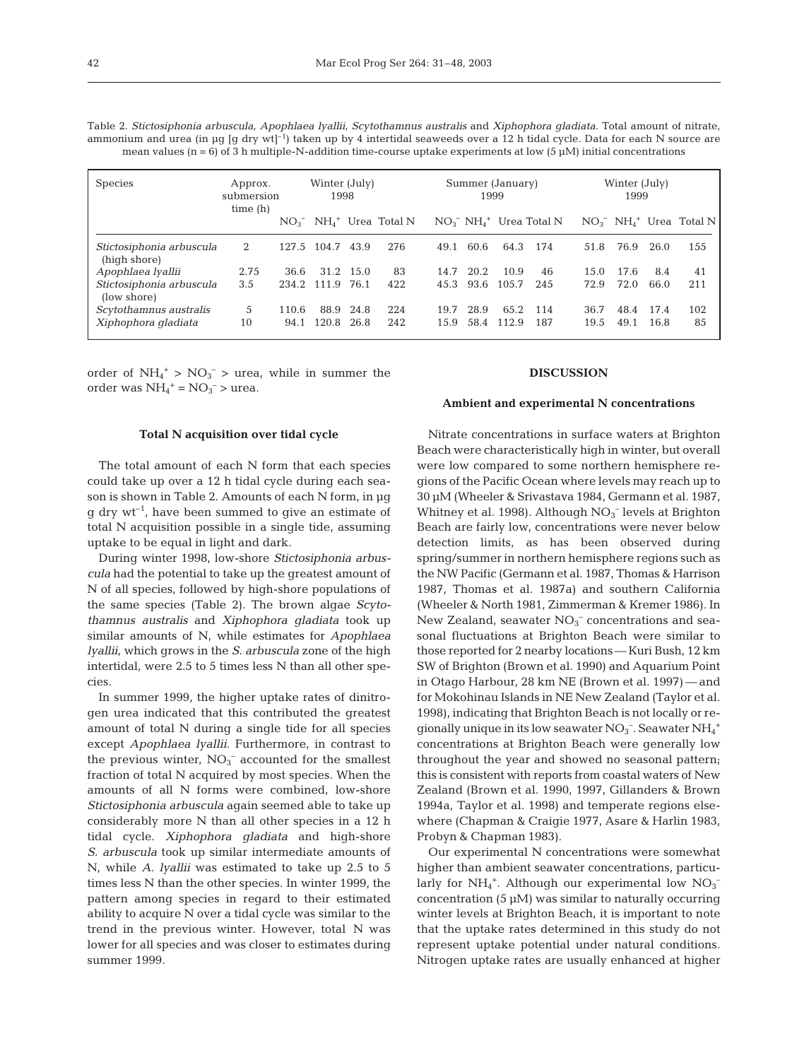Table 2. *Stictosiphonia arbuscula*, *Apophlaea lyallii*, *Scytothamnus australis* and *Xiphophora gladiata*. Total amount of nitrate, ammonium and urea (in µg [g dry wt]$^{-1}$) taken up by 4 intertidal seaweeds over a 12 h tidal cycle. Data for each N source are mean values (n = 6) of 3 h multiple-N-addition time-course uptake experiments at low (5 µM) initial concentrations

| Species | Approx. submersion time (h) | Winter (July) 1998 | | | | Summer (January) 1999 | | | | Winter (July) 1999 | | | |
|---|---|---|---|---|---|---|---|---|---|---|---|---|---|
| | | $NO_3^-$ | $NH_4^+$ | Urea | Total N | $NO_3^-$ | $NH_4^+$ | Urea | Total N | $NO_3^-$ | $NH_4^+$ | Urea | Total N |
| *Stictosiphonia arbuscula* (high shore) | 2 | 127.5 | 104.7 | 43.9 | 276 | 49.1 | 60.6 | 64.3 | 174 | 51.8 | 76.9 | 26.0 | 155 |
| *Apophlaea lyallii* | 2.75 | 36.6 | 31.2 | 15.0 | 83 | 14.7 | 20.2 | 10.9 | 46 | 15.0 | 17.6 | 8.4 | 41 |
| *Stictosiphonia arbuscula* (low shore) | 3.5 | 234.2 | 111.9 | 76.1 | 422 | 45.3 | 93.6 | 105.7 | 245 | 72.9 | 72.0 | 66.0 | 211 |
| *Scytothamnus australis* | 5 | 110.6 | 88.9 | 24.8 | 224 | 19.7 | 28.9 | 65.2 | 114 | 36.7 | 48.4 | 17.4 | 102 |
| *Xiphophora gladiata* | 10 | 94.1 | 120.8 | 26.8 | 242 | 15.9 | 58.4 | 112.9 | 187 | 19.5 | 49.1 | 16.8 | 85 |

order of $NH_4^+ > NO_3^- >$ urea, while in summer the order was $NH_4^+ = NO_3^- >$ urea.

### Total N acquisition over tidal cycle

The total amount of each N form that each species could take up over a 12 h tidal cycle during each season is shown in Table 2. Amounts of each N form, in µg g dry wt$^{-1}$, have been summed to give an estimate of total N acquisition possible in a single tide, assuming uptake to be equal in light and dark.

During winter 1998, low-shore *Stictosiphonia arbuscula* had the potential to take up the greatest amount of N of all species, followed by high-shore populations of the same species (Table 2). The brown algae *Scytothamnus australis* and *Xiphophora gladiata* took up similar amounts of N, while estimates for *Apophlaea lyallii*, which grows in the *S. arbuscula* zone of the high intertidal, were 2.5 to 5 times less N than all other species.

In summer 1999, the higher uptake rates of dinitrogen urea indicated that this contributed the greatest amount of total N during a single tide for all species except *Apophlaea lyallii*. Furthermore, in contrast to the previous winter, $NO_3^-$ accounted for the smallest fraction of total N acquired by most species. When the amounts of all N forms were combined, low-shore *Stictosiphonia arbuscula* again seemed able to take up considerably more N than all other species in a 12 h tidal cycle. *Xiphophora gladiata* and high-shore *S. arbuscula* took up similar intermediate amounts of N, while *A. lyallii* was estimated to take up 2.5 to 5 times less N than the other species. In winter 1999, the pattern among species in regard to their estimated ability to acquire N over a tidal cycle was similar to the trend in the previous winter. However, total N was lower for all species and was closer to estimates during summer 1999.

## DISCUSSION

### Ambient and experimental N concentrations

Nitrate concentrations in surface waters at Brighton Beach were characteristically high in winter, but overall were low compared to some northern hemisphere regions of the Pacific Ocean where levels may reach up to 30 µM (Wheeler & Srivastava 1984, Germann et al. 1987, Whitney et al. 1998). Although $NO_3^-$ levels at Brighton Beach are fairly low, concentrations were never below detection limits, as has been observed during spring/summer in northern hemisphere regions such as the NW Pacific (Germann et al. 1987, Thomas & Harrison 1987, Thomas et al. 1987a) and southern California (Wheeler & North 1981, Zimmerman & Kremer 1986). In New Zealand, seawater $NO_3^-$ concentrations and seasonal fluctuations at Brighton Beach were similar to those reported for 2 nearby locations — Kuri Bush, 12 km SW of Brighton (Brown et al. 1990) and Aquarium Point in Otago Harbour, 28 km NE (Brown et al. 1997) — and for Mokohinau Islands in NE New Zealand (Taylor et al. 1998), indicating that Brighton Beach is not locally or regionally unique in its low seawater $NO_3^-$. Seawater $NH_4^+$ concentrations at Brighton Beach were generally low throughout the year and showed no seasonal pattern; this is consistent with reports from coastal waters of New Zealand (Brown et al. 1990, 1997, Gillanders & Brown 1994a, Taylor et al. 1998) and temperate regions elsewhere (Chapman & Craigie 1977, Asare & Harlin 1983, Probyn & Chapman 1983).

Our experimental N concentrations were somewhat higher than ambient seawater concentrations, particularly for $NH_4^+$. Although our experimental low $NO_3^-$ concentration (5 µM) was similar to naturally occurring winter levels at Brighton Beach, it is important to note that the uptake rates determined in this study do not represent uptake potential under natural conditions. Nitrogen uptake rates are usually enhanced at higher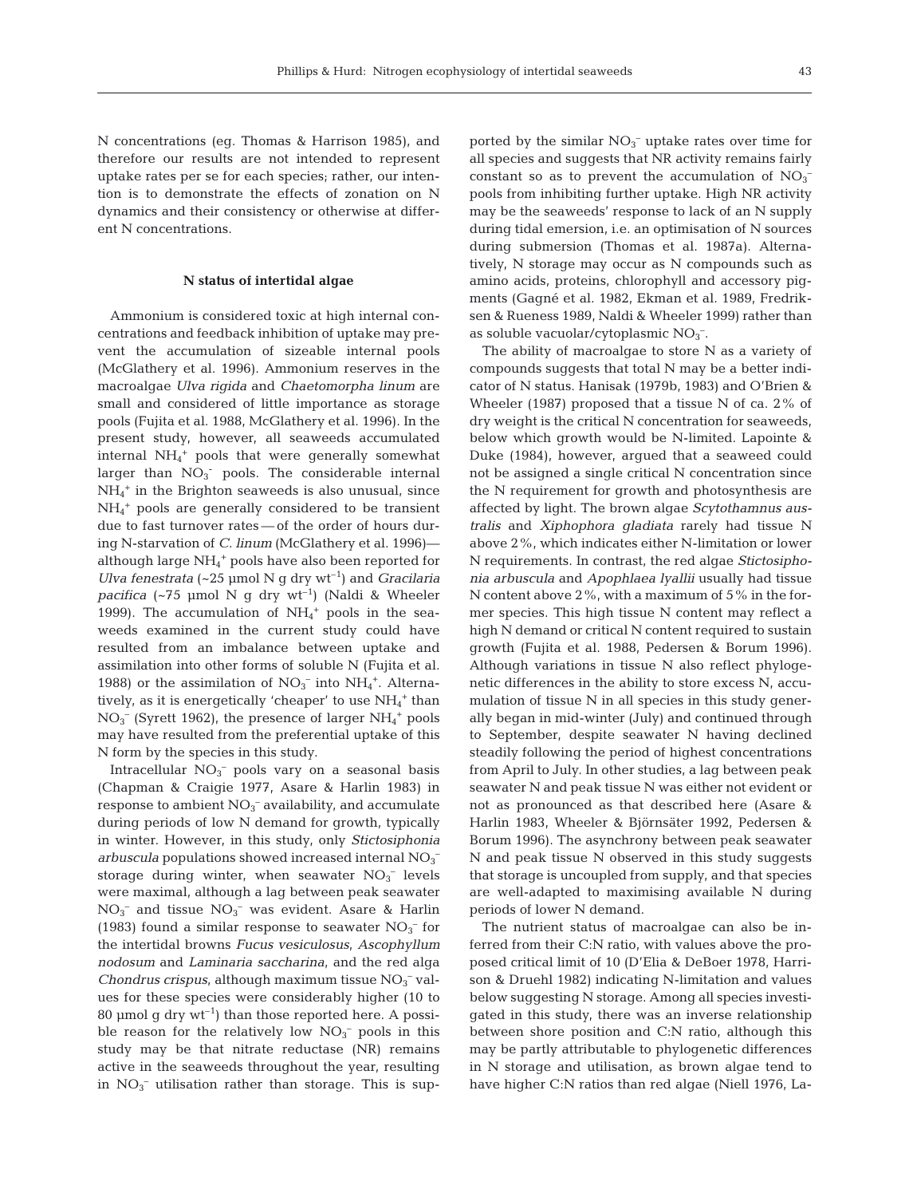N concentrations (eg. Thomas & Harrison 1985), and therefore our results are not intended to represent uptake rates per se for each species; rather, our intention is to demonstrate the effects of zonation on N dynamics and their consistency or otherwise at different N concentrations.

### N status of intertidal algae

Ammonium is considered toxic at high internal concentrations and feedback inhibition of uptake may prevent the accumulation of sizeable internal pools (McGlathery et al. 1996). Ammonium reserves in the macroalgae *Ulva rigida* and *Chaetomorpha linum* are small and considered of little importance as storage pools (Fujita et al. 1988, McGlathery et al. 1996). In the present study, however, all seaweeds accumulated internal $NH_4^+$ pools that were generally somewhat larger than $NO_3^-$ pools. The considerable internal $NH_4^+$ in the Brighton seaweeds is also unusual, since $NH_4^+$ pools are generally considered to be transient due to fast turnover rates — of the order of hours during N-starvation of *C. linum* (McGlathery et al. 1996) — although large $NH_4^+$ pools have also been reported for *Ulva fenestrata* (~25 µmol N g dry wt$^{-1}$) and *Gracilaria pacifica* (~75 µmol N g dry wt$^{-1}$) (Naldi & Wheeler 1999). The accumulation of $NH_4^+$ pools in the seaweeds examined in the current study could have resulted from an imbalance between uptake and assimilation into other forms of soluble N (Fujita et al. 1988) or the assimilation of $NO_3^-$ into $NH_4^+$. Alternatively, as it is energetically 'cheaper' to use $NH_4^+$ than $NO_3^-$ (Syrett 1962), the presence of larger $NH_4^+$ pools may have resulted from the preferential uptake of this N form by the species in this study.

Intracellular $NO_3^-$ pools vary on a seasonal basis (Chapman & Craigie 1977, Asare & Harlin 1983) in response to ambient $NO_3^-$ availability, and accumulate during periods of low N demand for growth, typically in winter. However, in this study, only *Stictosiphonia arbuscula* populations showed increased internal $NO_3^-$ storage during winter, when seawater $NO_3^-$ levels were maximal, although a lag between peak seawater $NO_3^-$ and tissue $NO_3^-$ was evident. Asare & Harlin (1983) found a similar response to seawater $NO_3^-$ for the intertidal browns *Fucus vesiculosus*, *Ascophyllum nodosum* and *Laminaria saccharina*, and the red alga *Chondrus crispus*, although maximum tissue $NO_3^-$ values for these species were considerably higher (10 to 80 µmol g dry wt$^{-1}$) than those reported here. A possible reason for the relatively low $NO_3^-$ pools in this study may be that nitrate reductase (NR) remains active in the seaweeds throughout the year, resulting in $NO_3^-$ utilisation rather than storage. This is supported by the similar $NO_3^-$ uptake rates over time for all species and suggests that NR activity remains fairly constant so as to prevent the accumulation of $NO_3^-$ pools from inhibiting further uptake. High NR activity may be the seaweeds' response to lack of an N supply during tidal emersion, i.e. an optimisation of N sources during submersion (Thomas et al. 1987a). Alternatively, N storage may occur as N compounds such as amino acids, proteins, chlorophyll and accessory pigments (Gagné et al. 1982, Ekman et al. 1989, Fredriksen & Rueness 1989, Naldi & Wheeler 1999) rather than as soluble vacuolar/cytoplasmic $NO_3^-$.

The ability of macroalgae to store N as a variety of compounds suggests that total N may be a better indicator of N status. Hanisak (1979b, 1983) and O'Brien & Wheeler (1987) proposed that a tissue N of ca. 2% of dry weight is the critical N concentration for seaweeds, below which growth would be N-limited. Lapointe & Duke (1984), however, argued that a seaweed could not be assigned a single critical N concentration since the N requirement for growth and photosynthesis are affected by light. The brown algae *Scytothamnus australis* and *Xiphophora gladiata* rarely had tissue N above 2%, which indicates either N-limitation or lower N requirements. In contrast, the red algae *Stictosiphonia arbuscula* and *Apophlaea lyallii* usually had tissue N content above 2%, with a maximum of 5% in the former species. This high tissue N content may reflect a high N demand or critical N content required to sustain growth (Fujita et al. 1988, Pedersen & Borum 1996). Although variations in tissue N also reflect phylogenetic differences in the ability to store excess N, accumulation of tissue N in all species in this study generally began in mid-winter (July) and continued through to September, despite seawater N having declined steadily following the period of highest concentrations from April to July. In other studies, a lag between peak seawater N and peak tissue N was either not evident or not as pronounced as that described here (Asare & Harlin 1983, Wheeler & Björnsäter 1992, Pedersen & Borum 1996). The asynchrony between peak seawater N and peak tissue N observed in this study suggests that storage is uncoupled from supply, and that species are well-adapted to maximising available N during periods of lower N demand.

The nutrient status of macroalgae can also be inferred from their C:N ratio, with values above the proposed critical limit of 10 (D'Elia & DeBoer 1978, Harrison & Druehl 1982) indicating N-limitation and values below suggesting N storage. Among all species investigated in this study, there was an inverse relationship between shore position and C:N ratio, although this may be partly attributable to phylogenetic differences in N storage and utilisation, as brown algae tend to have higher C:N ratios than red algae (Niell 1976, La-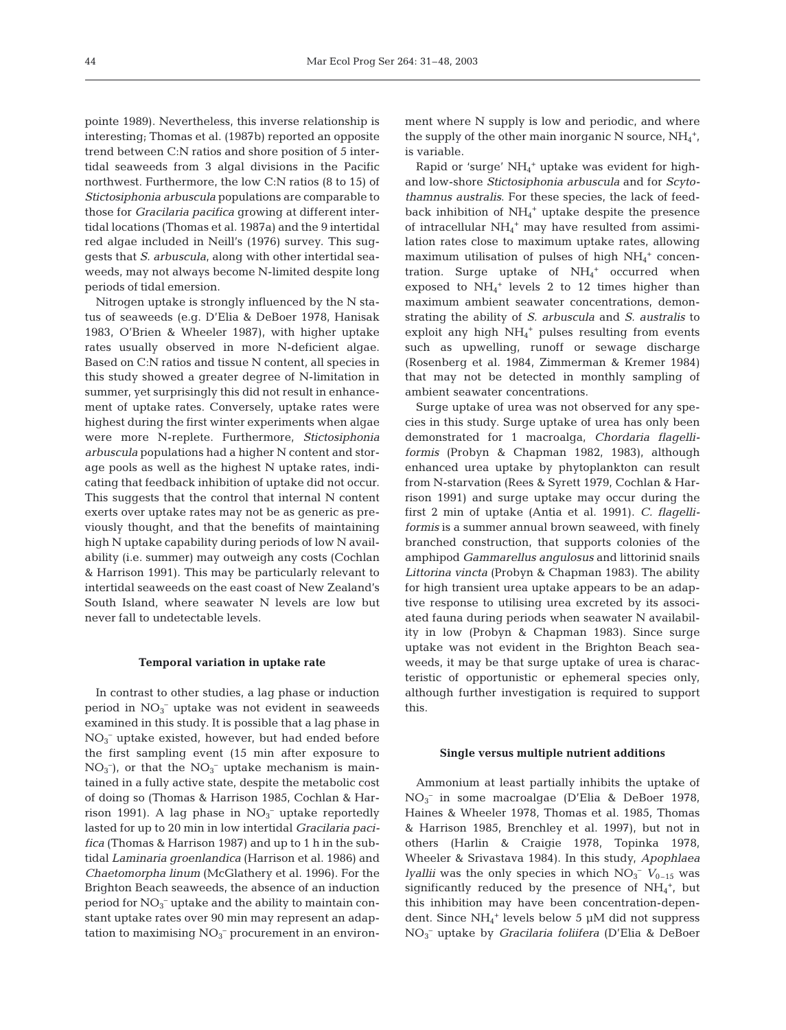pointe 1989). Nevertheless, this inverse relationship is interesting; Thomas et al. (1987b) reported an opposite trend between C:N ratios and shore position of 5 intertidal seaweeds from 3 algal divisions in the Pacific northwest. Furthermore, the low C:N ratios (8 to 15) of *Stictosiphonia arbuscula* populations are comparable to those for *Gracilaria pacifica* growing at different intertidal locations (Thomas et al. 1987a) and the 9 intertidal red algae included in Neill's (1976) survey. This suggests that *S. arbuscula*, along with other intertidal seaweeds, may not always become N-limited despite long periods of tidal emersion.

Nitrogen uptake is strongly influenced by the N status of seaweeds (e.g. D'Elia & DeBoer 1978, Hanisak 1983, O'Brien & Wheeler 1987), with higher uptake rates usually observed in more N-deficient algae. Based on C:N ratios and tissue N content, all species in this study showed a greater degree of N-limitation in summer, yet surprisingly this did not result in enhancement of uptake rates. Conversely, uptake rates were highest during the first winter experiments when algae were more N-replete. Furthermore, *Stictosiphonia arbuscula* populations had a higher N content and storage pools as well as the highest N uptake rates, indicating that feedback inhibition of uptake did not occur. This suggests that the control that internal N content exerts over uptake rates may not be as generic as previously thought, and that the benefits of maintaining high N uptake capability during periods of low N availability (i.e. summer) may outweigh any costs (Cochlan & Harrison 1991). This may be particularly relevant to intertidal seaweeds on the east coast of New Zealand's South Island, where seawater N levels are low but never fall to undetectable levels.

### Temporal variation in uptake rate

In contrast to other studies, a lag phase or induction period in $NO_3^-$ uptake was not evident in seaweeds examined in this study. It is possible that a lag phase in $NO_3^-$ uptake existed, however, but had ended before the first sampling event (15 min after exposure to $NO_3^-$), or that the $NO_3^-$ uptake mechanism is maintained in a fully active state, despite the metabolic cost of doing so (Thomas & Harrison 1985, Cochlan & Harrison 1991). A lag phase in $NO_3^-$ uptake reportedly lasted for up to 20 min in low intertidal *Gracilaria pacifica* (Thomas & Harrison 1987) and up to 1 h in the subtidal *Laminaria groenlandica* (Harrison et al. 1986) and *Chaetomorpha linum* (McGlathery et al. 1996). For the Brighton Beach seaweeds, the absence of an induction period for $NO_3^-$ uptake and the ability to maintain constant uptake rates over 90 min may represent an adaptation to maximising $NO_3^-$ procurement in an environment where N supply is low and periodic, and where the supply of the other main inorganic N source, $NH_4^+$, is variable.

Rapid or 'surge' $NH_4^+$ uptake was evident for high- and low-shore *Stictosiphonia arbuscula* and for *Scytothamnus australis*. For these species, the lack of feedback inhibition of $NH_4^+$ uptake despite the presence of intracellular $NH_4^+$ may have resulted from assimilation rates close to maximum uptake rates, allowing maximum utilisation of pulses of high $NH_4^+$ concentration. Surge uptake of $NH_4^+$ occurred when exposed to $NH_4^+$ levels 2 to 12 times higher than maximum ambient seawater concentrations, demonstrating the ability of *S. arbuscula* and *S. australis* to exploit any high $NH_4^+$ pulses resulting from events such as upwelling, runoff or sewage discharge (Rosenberg et al. 1984, Zimmerman & Kremer 1984) that may not be detected in monthly sampling of ambient seawater concentrations.

Surge uptake of urea was not observed for any species in this study. Surge uptake of urea has only been demonstrated for 1 macroalga, *Chordaria flagelliformis* (Probyn & Chapman 1982, 1983), although enhanced urea uptake by phytoplankton can result from N-starvation (Rees & Syrett 1979, Cochlan & Harrison 1991) and surge uptake may occur during the first 2 min of uptake (Antia et al. 1991). *C. flagelliformis* is a summer annual brown seaweed, with finely branched construction, that supports colonies of the amphipod *Gammarellus angulosus* and littorinid snails *Littorina vincta* (Probyn & Chapman 1983). The ability for high transient urea uptake appears to be an adaptive response to utilising urea excreted by its associated fauna during periods when seawater N availability in low (Probyn & Chapman 1983). Since surge uptake was not evident in the Brighton Beach seaweeds, it may be that surge uptake of urea is characteristic of opportunistic or ephemeral species only, although further investigation is required to support this.

### Single versus multiple nutrient additions

Ammonium at least partially inhibits the uptake of $NO_3^-$ in some macroalgae (D'Elia & DeBoer 1978, Haines & Wheeler 1978, Thomas et al. 1985, Thomas & Harrison 1985, Brenchley et al. 1997), but not in others (Harlin & Craigie 1978, Topinka 1978, Wheeler & Srivastava 1984). In this study, *Apophlaea lyallii* was the only species in which $NO_3^-$ $V_{0-15}$ was significantly reduced by the presence of $NH_4^+$, but this inhibition may have been concentration-dependent. Since $NH_4^+$ levels below 5 µM did not suppress $NO_3^-$ uptake by *Gracilaria foliifera* (D'Elia & DeBoer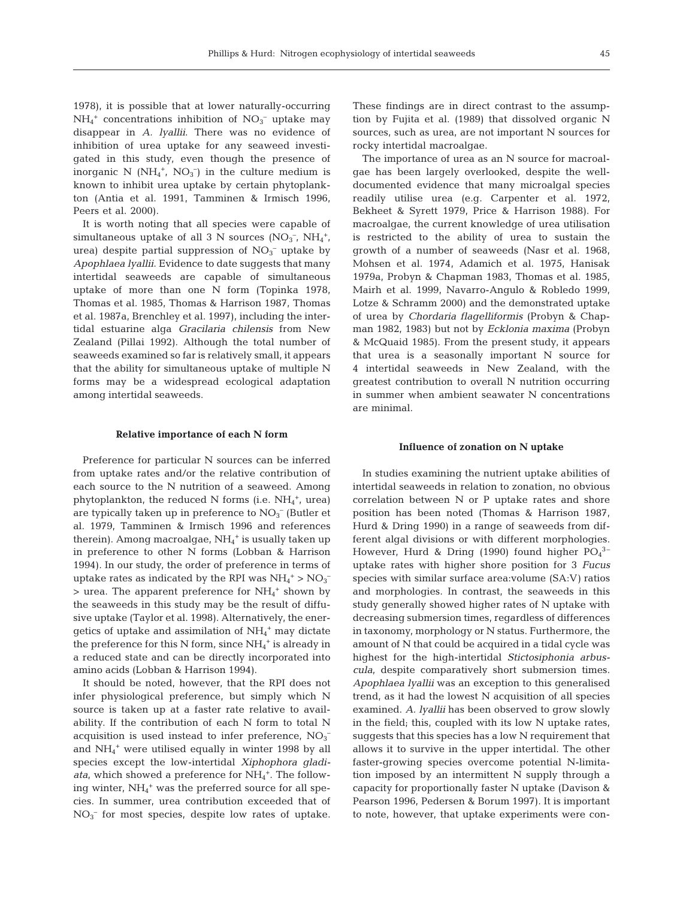1978), it is possible that at lower naturally-occurring $NH_4^+$ concentrations inhibition of $NO_3^-$ uptake may disappear in *A. lyallii*. There was no evidence of inhibition of urea uptake for any seaweed investigated in this study, even though the presence of inorganic N ($NH_4^+$, $NO_3^-$) in the culture medium is known to inhibit urea uptake by certain phytoplankton (Antia et al. 1991, Tamminen & Irmisch 1996, Peers et al. 2000).

It is worth noting that all species were capable of simultaneous uptake of all 3 N sources ($NO_3^-$, $NH_4^+$, urea) despite partial suppression of $NO_3^-$ uptake by *Apophlaea lyallii*. Evidence to date suggests that many intertidal seaweeds are capable of simultaneous uptake of more than one N form (Topinka 1978, Thomas et al. 1985, Thomas & Harrison 1987, Thomas et al. 1987a, Brenchley et al. 1997), including the intertidal estuarine alga *Gracilaria chilensis* from New Zealand (Pillai 1992). Although the total number of seaweeds examined so far is relatively small, it appears that the ability for simultaneous uptake of multiple N forms may be a widespread ecological adaptation among intertidal seaweeds.

### Relative importance of each N form

Preference for particular N sources can be inferred from uptake rates and/or the relative contribution of each source to the N nutrition of a seaweed. Among phytoplankton, the reduced N forms (i.e. $NH_4^+$, urea) are typically taken up in preference to $NO_3^-$ (Butler et al. 1979, Tamminen & Irmisch 1996 and references therein). Among macroalgae, $NH_4^+$ is usually taken up in preference to other N forms (Lobban & Harrison 1994). In our study, the order of preference in terms of uptake rates as indicated by the RPI was $NH_4^+ > NO_3^-$ > urea. The apparent preference for $NH_4^+$ shown by the seaweeds in this study may be the result of diffusive uptake (Taylor et al. 1998). Alternatively, the energetics of uptake and assimilation of $NH_4^+$ may dictate the preference for this N form, since $NH_4^+$ is already in a reduced state and can be directly incorporated into amino acids (Lobban & Harrison 1994).

It should be noted, however, that the RPI does not infer physiological preference, but simply which N source is taken up at a faster rate relative to availability. If the contribution of each N form to total N acquisition is used instead to infer preference, $NO_3^-$ and $NH_4^+$ were utilised equally in winter 1998 by all species except the low-intertidal *Xiphophora gladiata*, which showed a preference for $NH_4^+$. The following winter, $NH_4^+$ was the preferred source for all species. In summer, urea contribution exceeded that of $NO_3^-$ for most species, despite low rates of uptake. These findings are in direct contrast to the assumption by Fujita et al. (1989) that dissolved organic N sources, such as urea, are not important N sources for rocky intertidal macroalgae.

The importance of urea as an N source for macroalgae has been largely overlooked, despite the well-documented evidence that many microalgal species readily utilise urea (e.g. Carpenter et al. 1972, Bekheet & Syrett 1979, Price & Harrison 1988). For macroalgae, the current knowledge of urea utilisation is restricted to the ability of urea to sustain the growth of a number of seaweeds (Nasr et al. 1968, Mohsen et al. 1974, Adamich et al. 1975, Hanisak 1979a, Probyn & Chapman 1983, Thomas et al. 1985, Mairh et al. 1999, Navarro-Angulo & Robledo 1999, Lotze & Schramm 2000) and the demonstrated uptake of urea by *Chordaria flagelliformis* (Probyn & Chapman 1982, 1983) but not by *Ecklonia maxima* (Probyn & McQuaid 1985). From the present study, it appears that urea is a seasonally important N source for 4 intertidal seaweeds in New Zealand, with the greatest contribution to overall N nutrition occurring in summer when ambient seawater N concentrations are minimal.

### Influence of zonation on N uptake

In studies examining the nutrient uptake abilities of intertidal seaweeds in relation to zonation, no obvious correlation between N or P uptake rates and shore position has been noted (Thomas & Harrison 1987, Hurd & Dring 1990) in a range of seaweeds from different algal divisions or with different morphologies. However, Hurd & Dring (1990) found higher $PO_4^{3-}$ uptake rates with higher shore position for 3 *Fucus* species with similar surface area:volume (SA:V) ratios and morphologies. In contrast, the seaweeds in this study generally showed higher rates of N uptake with decreasing submersion times, regardless of differences in taxonomy, morphology or N status. Furthermore, the amount of N that could be acquired in a tidal cycle was highest for the high-intertidal *Stictosiphonia arbuscula*, despite comparatively short submersion times. *Apophlaea lyallii* was an exception to this generalised trend, as it had the lowest N acquisition of all species examined. *A. lyallii* has been observed to grow slowly in the field; this, coupled with its low N uptake rates, suggests that this species has a low N requirement that allows it to survive in the upper intertidal. The other faster-growing species overcome potential N-limitation imposed by an intermittent N supply through a capacity for proportionally faster N uptake (Davison & Pearson 1996, Pedersen & Borum 1997). It is important to note, however, that uptake experiments were con-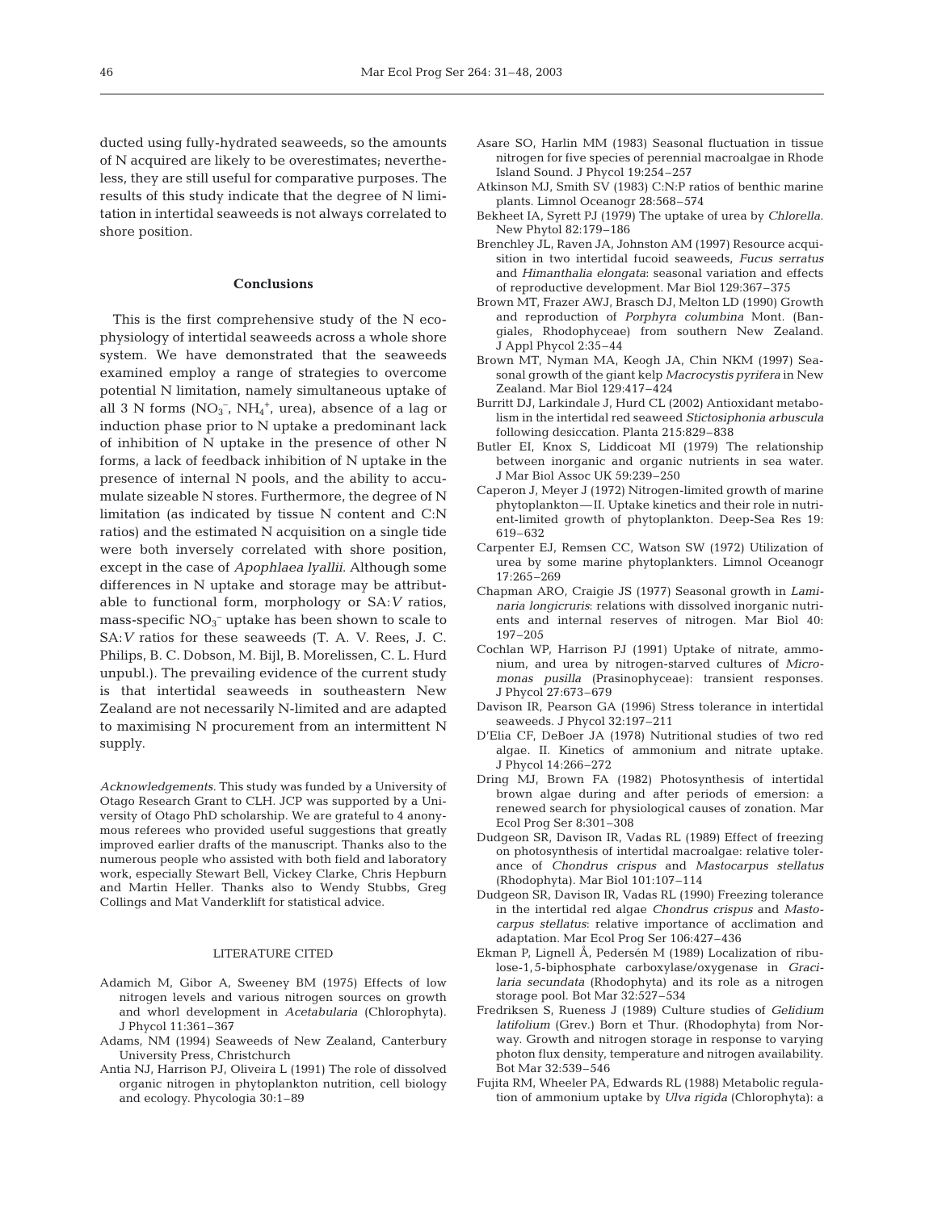ducted using fully-hydrated seaweeds, so the amounts of N acquired are likely to be overestimates; nevertheless, they are still useful for comparative purposes. The results of this study indicate that the degree of N limitation in intertidal seaweeds is not always correlated to shore position.

## Conclusions

This is the first comprehensive study of the N ecophysiology of intertidal seaweeds across a whole shore system. We have demonstrated that the seaweeds examined employ a range of strategies to overcome potential N limitation, namely simultaneous uptake of all 3 N forms ($NO_3^-$, $NH_4^+$, urea), absence of a lag or induction phase prior to N uptake a predominant lack of inhibition of N uptake in the presence of other N forms, a lack of feedback inhibition of N uptake in the presence of internal N pools, and the ability to accumulate sizeable N stores. Furthermore, the degree of N limitation (as indicated by tissue N content and C:N ratios) and the estimated N acquisition on a single tide were both inversely correlated with shore position, except in the case of *Apophlaea lyallii*. Although some differences in N uptake and storage may be attributable to functional form, morphology or SA:*V* ratios, mass-specific $NO_3^-$ uptake has been shown to scale to SA:*V* ratios for these seaweeds (T. A. V. Rees, J. C. Philips, B. C. Dobson, M. Bijl, B. Morelissen, C. L. Hurd unpubl.). The prevailing evidence of the current study is that intertidal seaweeds in southeastern New Zealand are not necessarily N-limited and are adapted to maximising N procurement from an intermittent N supply.

*Acknowledgements.* This study was funded by a University of Otago Research Grant to CLH. JCP was supported by a University of Otago PhD scholarship. We are grateful to 4 anonymous referees who provided useful suggestions that greatly improved earlier drafts of the manuscript. Thanks also to the numerous people who assisted with both field and laboratory work, especially Stewart Bell, Vickey Clarke, Chris Hepburn and Martin Heller. Thanks also to Wendy Stubbs, Greg Collings and Mat Vanderklift for statistical advice.

## LITERATURE CITED

- Adamich M, Gibor A, Sweeney BM (1975) Effects of low nitrogen levels and various nitrogen sources on growth and whorl development in *Acetabularia* (Chlorophyta). J Phycol 11:361–367
- Adams, NM (1994) Seaweeds of New Zealand, Canterbury University Press, Christchurch
- Antia NJ, Harrison PJ, Oliveira L (1991) The role of dissolved organic nitrogen in phytoplankton nutrition, cell biology and ecology. Phycologia 30:1–89
- Asare SO, Harlin MM (1983) Seasonal fluctuation in tissue nitrogen for five species of perennial macroalgae in Rhode Island Sound. J Phycol 19:254–257
- Atkinson MJ, Smith SV (1983) C:N:P ratios of benthic marine plants. Limnol Oceanogr 28:568–574
- Bekheet IA, Syrett PJ (1979) The uptake of urea by *Chlorella.* New Phytol 82:179–186
- Brenchley JL, Raven JA, Johnston AM (1997) Resource acquisition in two intertidal fucoid seaweeds, *Fucus serratus* and *Himanthalia elongata*: seasonal variation and effects of reproductive development. Mar Biol 129:367–375
- Brown MT, Frazer AWJ, Brasch DJ, Melton LD (1990) Growth and reproduction of *Porphyra columbina* Mont. (Bangiales, Rhodophyceae) from southern New Zealand. J Appl Phycol 2:35–44
- Brown MT, Nyman MA, Keogh JA, Chin NKM (1997) Seasonal growth of the giant kelp *Macrocystis pyrifera* in New Zealand. Mar Biol 129:417–424
- Burritt DJ, Larkindale J, Hurd CL (2002) Antioxidant metabolism in the intertidal red seaweed *Stictosiphonia arbuscula* following desiccation. Planta 215:829–838
- Butler EI, Knox S, Liddicoat MI (1979) The relationship between inorganic and organic nutrients in sea water. J Mar Biol Assoc UK 59:239–250
- Caperon J, Meyer J (1972) Nitrogen-limited growth of marine phytoplankton—II. Uptake kinetics and their role in nutrient-limited growth of phytoplankton. Deep-Sea Res 19: 619–632
- Carpenter EJ, Remsen CC, Watson SW (1972) Utilization of urea by some marine phytoplankters. Limnol Oceanogr 17:265–269
- Chapman ARO, Craigie JS (1977) Seasonal growth in *Laminaria longicruris*: relations with dissolved inorganic nutrients and internal reserves of nitrogen. Mar Biol 40: 197–205
- Cochlan WP, Harrison PJ (1991) Uptake of nitrate, ammonium, and urea by nitrogen-starved cultures of *Micromonas pusilla* (Prasinophyceae): transient responses. J Phycol 27:673–679
- Davison IR, Pearson GA (1996) Stress tolerance in intertidal seaweeds. J Phycol 32:197–211
- D'Elia CF, DeBoer JA (1978) Nutritional studies of two red algae. II. Kinetics of ammonium and nitrate uptake. J Phycol 14:266–272
- Dring MJ, Brown FA (1982) Photosynthesis of intertidal brown algae during and after periods of emersion: a renewed search for physiological causes of zonation. Mar Ecol Prog Ser 8:301–308
- Dudgeon SR, Davison IR, Vadas RL (1989) Effect of freezing on photosynthesis of intertidal macroalgae: relative tolerance of *Chondrus crispus* and *Mastocarpus stellatus* (Rhodophyta). Mar Biol 101:107–114
- Dudgeon SR, Davison IR, Vadas RL (1990) Freezing tolerance in the intertidal red algae *Chondrus crispus* and *Mastocarpus stellatus*: relative importance of acclimation and adaptation. Mar Ecol Prog Ser 106:427–436
- Ekman P, Lignell Å, Pedersén M (1989) Localization of ribulose-1,5-biphosphate carboxylase/oxygenase in *Gracilaria secundata* (Rhodophyta) and its role as a nitrogen storage pool. Bot Mar 32:527–534
- Fredriksen S, Rueness J (1989) Culture studies of *Gelidium latifolium* (Grev.) Born et Thur. (Rhodophyta) from Norway. Growth and nitrogen storage in response to varying photon flux density, temperature and nitrogen availability. Bot Mar 32:539–546
- Fujita RM, Wheeler PA, Edwards RL (1988) Metabolic regulation of ammonium uptake by *Ulva rigida* (Chlorophyta): a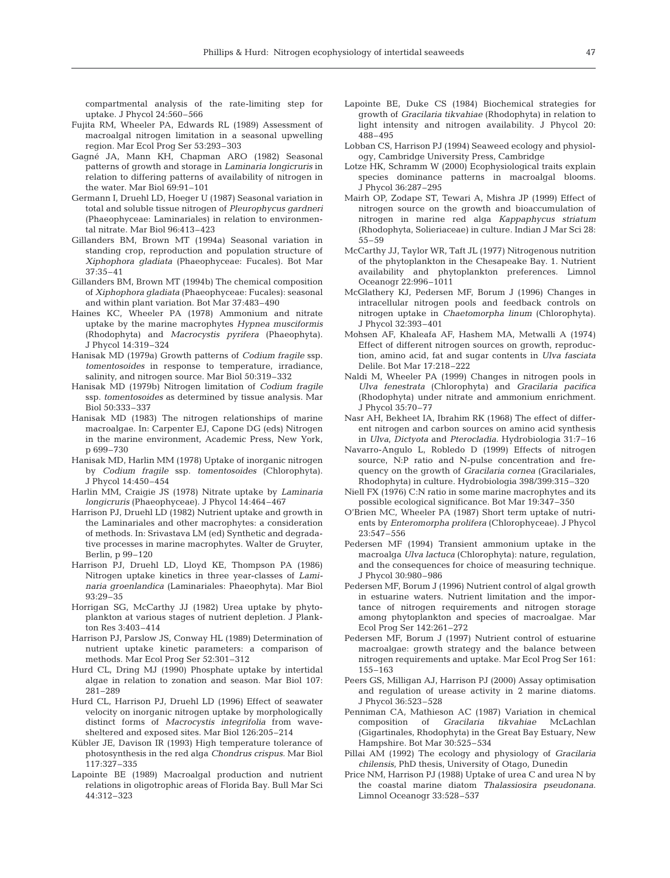compartmental analysis of the rate-limiting step for uptake. J Phycol 24:560–566

Fujita RM, Wheeler PA, Edwards RL (1989) Assessment of macroalgal nitrogen limitation in a seasonal upwelling region. Mar Ecol Prog Ser 53:293–303

Gagné JA, Mann KH, Chapman ARO (1982) Seasonal patterns of growth and storage in *Laminaria longicruris* in relation to differing patterns of availability of nitrogen in the water. Mar Biol 69:91–101

Germann I, Druehl LD, Hoeger U (1987) Seasonal variation in total and soluble tissue nitrogen of *Pleurophycus gardneri* (Phaeophyceae: Laminariales) in relation to environmental nitrate. Mar Biol 96:413–423

Gillanders BM, Brown MT (1994a) Seasonal variation in standing crop, reproduction and population structure of *Xiphophora gladiata* (Phaeophyceae: Fucales). Bot Mar 37:35–41

Gillanders BM, Brown MT (1994b) The chemical composition of *Xiphophora gladiata* (Phaeophyceae: Fucales): seasonal and within plant variation. Bot Mar 37:483–490

Haines KC, Wheeler PA (1978) Ammonium and nitrate uptake by the marine macrophytes *Hypnea musciformis* (Rhodophyta) and *Macrocystis pyrifera* (Phaeophyta). J Phycol 14:319–324

Hanisak MD (1979a) Growth patterns of *Codium fragile* ssp. *tomentosoides* in response to temperature, irradiance, salinity, and nitrogen source. Mar Biol 50:319–332

Hanisak MD (1979b) Nitrogen limitation of *Codium fragile* ssp. *tomentosoides* as determined by tissue analysis. Mar Biol 50:333–337

Hanisak MD (1983) The nitrogen relationships of marine macroalgae. In: Carpenter EJ, Capone DG (eds) Nitrogen in the marine environment, Academic Press, New York, p 699–730

Hanisak MD, Harlin MM (1978) Uptake of inorganic nitrogen by *Codium fragile* ssp. *tomentosoides* (Chlorophyta). J Phycol 14:450–454

Harlin MM, Craigie JS (1978) Nitrate uptake by *Laminaria longicruris* (Phaeophyceae). J Phycol 14:464–467

Harrison PJ, Druehl LD (1982) Nutrient uptake and growth in the Laminariales and other macrophytes: a consideration of methods. In: Srivastava LM (ed) Synthetic and degradative processes in marine macrophytes. Walter de Gruyter, Berlin, p 99–120

Harrison PJ, Druehl LD, Lloyd KE, Thompson PA (1986) Nitrogen uptake kinetics in three year-classes of *Laminaria groenlandica* (Laminariales: Phaeophyta). Mar Biol 93:29–35

Horrigan SG, McCarthy JJ (1982) Urea uptake by phytoplankton at various stages of nutrient depletion. J Plankton Res 3:403–414

Harrison PJ, Parslow JS, Conway HL (1989) Determination of nutrient uptake kinetic parameters: a comparison of methods. Mar Ecol Prog Ser 52:301–312

Hurd CL, Dring MJ (1990) Phosphate uptake by intertidal algae in relation to zonation and season. Mar Biol 107: 281–289

Hurd CL, Harrison PJ, Druehl LD (1996) Effect of seawater velocity on inorganic nitrogen uptake by morphologically distinct forms of *Macrocystis integrifolia* from wave-sheltered and exposed sites. Mar Biol 126:205–214

Kübler JE, Davison IR (1993) High temperature tolerance of photosynthesis in the red alga *Chondrus crispus*. Mar Biol 117:327–335

Lapointe BE (1989) Macroalgal production and nutrient relations in oligotrophic areas of Florida Bay. Bull Mar Sci 44:312–323

Lapointe BE, Duke CS (1984) Biochemical strategies for growth of *Gracilaria tikvahiae* (Rhodophyta) in relation to light intensity and nitrogen availability. J Phycol 20: 488–495

Lobban CS, Harrison PJ (1994) Seaweed ecology and physiology, Cambridge University Press, Cambridge

Lotze HK, Schramm W (2000) Ecophysiological traits explain species dominance patterns in macroalgal blooms. J Phycol 36:287–295

Mairh OP, Zodape ST, Tewari A, Mishra JP (1999) Effect of nitrogen source on the growth and bioaccumulation of nitrogen in marine red alga *Kappaphycus striatum* (Rhodophyta, Solieriaceae) in culture. Indian J Mar Sci 28: 55–59

McCarthy JJ, Taylor WR, Taft JL (1977) Nitrogenous nutrition of the phytoplankton in the Chesapeake Bay. 1. Nutrient availability and phytoplankton preferences. Limnol Oceanogr 22:996–1011

McGlathery KJ, Pedersen MF, Borum J (1996) Changes in intracellular nitrogen pools and feedback controls on nitrogen uptake in *Chaetomorpha linum* (Chlorophyta). J Phycol 32:393–401

Mohsen AF, Khaleafa AF, Hashem MA, Metwalli A (1974) Effect of different nitrogen sources on growth, reproduction, amino acid, fat and sugar contents in *Ulva fasciata* Delile. Bot Mar 17:218–222

Naldi M, Wheeler PA (1999) Changes in nitrogen pools in *Ulva fenestrata* (Chlorophyta) and *Gracilaria pacifica* (Rhodophyta) under nitrate and ammonium enrichment. J Phycol 35:70–77

Nasr AH, Bekheet IA, Ibrahim RK (1968) The effect of different nitrogen and carbon sources on amino acid synthesis in *Ulva*, *Dictyota* and *Pterocladia*. Hydrobiologia 31:7–16

Navarro-Angulo L, Robledo D (1999) Effects of nitrogen source, N:P ratio and N-pulse concentration and frequency on the growth of *Gracilaria cornea* (Gracilariales, Rhodophyta) in culture. Hydrobiologia 398/399:315–320

Niell FX (1976) C:N ratio in some marine macrophytes and its possible ecological significance. Bot Mar 19:347–350

O'Brien MC, Wheeler PA (1987) Short term uptake of nutrients by *Enteromorpha prolifera* (Chlorophyceae). J Phycol 23:547–556

Pedersen MF (1994) Transient ammonium uptake in the macroalga *Ulva lactuca* (Chlorophyta): nature, regulation, and the consequences for choice of measuring technique. J Phycol 30:980–986

Pedersen MF, Borum J (1996) Nutrient control of algal growth in estuarine waters. Nutrient limitation and the importance of nitrogen requirements and nitrogen storage among phytoplankton and species of macroalgae. Mar Ecol Prog Ser 142:261–272

Pedersen MF, Borum J (1997) Nutrient control of estuarine macroalgae: growth strategy and the balance between nitrogen requirements and uptake. Mar Ecol Prog Ser 161: 155–163

Peers GS, Milligan AJ, Harrison PJ (2000) Assay optimisation and regulation of urease activity in 2 marine diatoms. J Phycol 36:523–528

Penniman CA, Mathieson AC (1987) Variation in chemical composition of *Gracilaria tikvahiae* McLachlan (Gigartinales, Rhodophyta) in the Great Bay Estuary, New Hampshire. Bot Mar 30:525–534

Pillai AM (1992) The ecology and physiology of *Gracilaria chilensis*, PhD thesis, University of Otago, Dunedin

Price NM, Harrison PJ (1988) Uptake of urea C and urea N by the coastal marine diatom *Thalassiosira pseudonana*. Limnol Oceanogr 33:528–537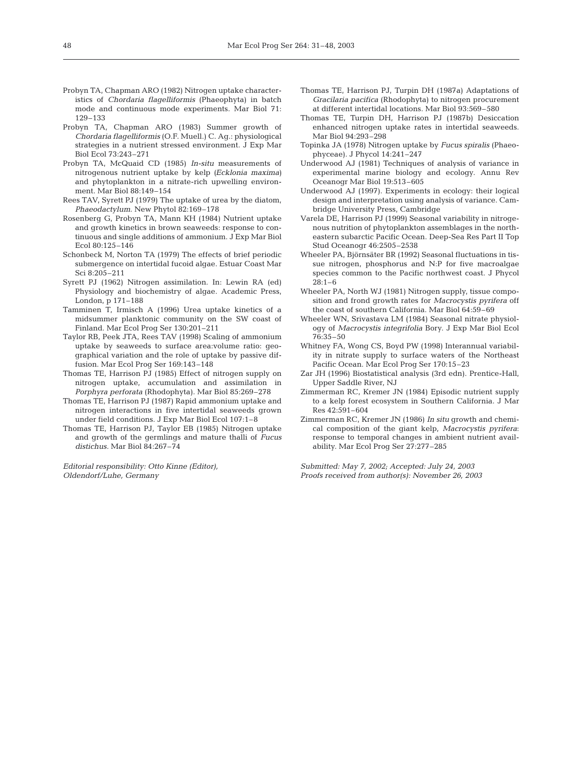Probyn TA, Chapman ARO (1982) Nitrogen uptake characteristics of *Chordaria flagelliformis* (Phaeophyta) in batch mode and continuous mode experiments. Mar Biol 71: 129–133

Probyn TA, Chapman ARO (1983) Summer growth of *Chordaria flagelliformis* (O.F. Muell.) C. Ag.: physiological strategies in a nutrient stressed environment. J Exp Mar Biol Ecol 73:243–271

Probyn TA, McQuaid CD (1985) *In-situ* measurements of nitrogenous nutrient uptake by kelp (*Ecklonia maxima*) and phytoplankton in a nitrate-rich upwelling environment. Mar Biol 88:149–154

Rees TAV, Syrett PJ (1979) The uptake of urea by the diatom, *Phaeodactylum*. New Phytol 82:169–178

Rosenberg G, Probyn TA, Mann KH (1984) Nutrient uptake and growth kinetics in brown seaweeds: response to continuous and single additions of ammonium. J Exp Mar Biol Ecol 80:125–146

Schonbeck M, Norton TA (1979) The effects of brief periodic submergence on intertidal fucoid algae. Estuar Coast Mar Sci 8:205–211

Syrett PJ (1962) Nitrogen assimilation. In: Lewin RA (ed) Physiology and biochemistry of algae. Academic Press, London, p 171–188

Tamminen T, Irmisch A (1996) Urea uptake kinetics of a midsummer planktonic community on the SW coast of Finland. Mar Ecol Prog Ser 130:201–211

Taylor RB, Peek JTA, Rees TAV (1998) Scaling of ammonium uptake by seaweeds to surface area:volume ratio: geographical variation and the role of uptake by passive diffusion. Mar Ecol Prog Ser 169:143–148

Thomas TE, Harrison PJ (1985) Effect of nitrogen supply on nitrogen uptake, accumulation and assimilation in *Porphyra perforata* (Rhodophyta). Mar Biol 85:269–278

Thomas TE, Harrison PJ (1987) Rapid ammonium uptake and nitrogen interactions in five intertidal seaweeds grown under field conditions. J Exp Mar Biol Ecol 107:1–8

Thomas TE, Harrison PJ, Taylor EB (1985) Nitrogen uptake and growth of the germlings and mature thalli of *Fucus distichus*. Mar Biol 84:267–74

Thomas TE, Harrison PJ, Turpin DH (1987a) Adaptations of *Gracilaria pacifica* (Rhodophyta) to nitrogen procurement at different intertidal locations. Mar Biol 93:569–580

Thomas TE, Turpin DH, Harrison PJ (1987b) Desiccation enhanced nitrogen uptake rates in intertidal seaweeds. Mar Biol 94:293–298

Topinka JA (1978) Nitrogen uptake by *Fucus spiralis* (Phaeophyceae). J Phycol 14:241–247

Underwood AJ (1981) Techniques of analysis of variance in experimental marine biology and ecology. Annu Rev Oceanogr Mar Biol 19:513–605

Underwood AJ (1997). Experiments in ecology: their logical design and interpretation using analysis of variance. Cambridge University Press, Cambridge

Varela DE, Harrison PJ (1999) Seasonal variability in nitrogenous nutrition of phytoplankton assemblages in the northeastern subarctic Pacific Ocean. Deep-Sea Res Part II Top Stud Oceanogr 46:2505–2538

Wheeler PA, Björnsäter BR (1992) Seasonal fluctuations in tissue nitrogen, phosphorus and N:P for five macroalgae species common to the Pacific northwest coast. J Phycol 28:1–6

Wheeler PA, North WJ (1981) Nitrogen supply, tissue composition and frond growth rates for *Macrocystis pyrifera* off the coast of southern California. Mar Biol 64:59–69

Wheeler WN, Srivastava LM (1984) Seasonal nitrate physiology of *Macrocystis integrifolia* Bory. J Exp Mar Biol Ecol 76:35–50

Whitney FA, Wong CS, Boyd PW (1998) Interannual variability in nitrate supply to surface waters of the Northeast Pacific Ocean. Mar Ecol Prog Ser 170:15–23

Zar JH (1996) Biostatistical analysis (3rd edn). Prentice-Hall, Upper Saddle River, NJ

Zimmerman RC, Kremer JN (1984) Episodic nutrient supply to a kelp forest ecosystem in Southern California. J Mar Res 42:591–604

Zimmerman RC, Kremer JN (1986) *In situ* growth and chemical composition of the giant kelp, *Macrocystis pyrifera*: response to temporal changes in ambient nutrient availability. Mar Ecol Prog Ser 27:277–285

*Editorial responsibility: Otto Kinne (Editor), Oldendorf/Luhe, Germany*

*Submitted: May 7, 2002; Accepted: July 24, 2003*
*Proofs received from author(s): November 26, 2003*